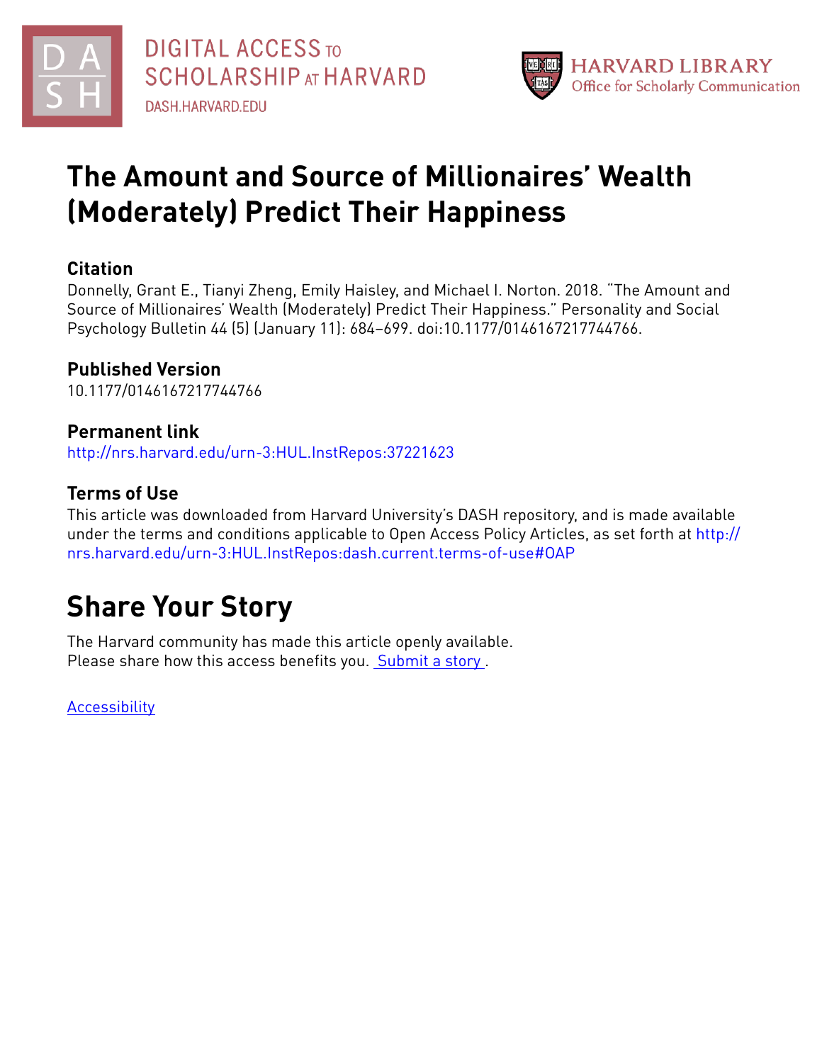DIGITAL ACCESS TO SCHOLARSHIP AT HARVARD
DASH.HARVARD.EDU

HARVARD LIBRARY
Office for Scholarly Communication

# The Amount and Source of Millionaires' Wealth (Moderately) Predict Their Happiness

## Citation

Donnelly, Grant E., Tianyi Zheng, Emily Haisley, and Michael I. Norton. 2018. "The Amount and Source of Millionaires' Wealth (Moderately) Predict Their Happiness." Personality and Social Psychology Bulletin 44 (5) (January 11): 684–699. doi:10.1177/0146167217744766.

## Published Version

10.1177/0146167217744766

## Permanent link

http://nrs.harvard.edu/urn-3:HUL.InstRepos:37221623

## Terms of Use

This article was downloaded from Harvard University's DASH repository, and is made available under the terms and conditions applicable to Open Access Policy Articles, as set forth at http://nrs.harvard.edu/urn-3:HUL.InstRepos:dash.current.terms-of-use#OAP

# Share Your Story

The Harvard community has made this article openly available.
Please share how this access benefits you. Submit a story .

Accessibility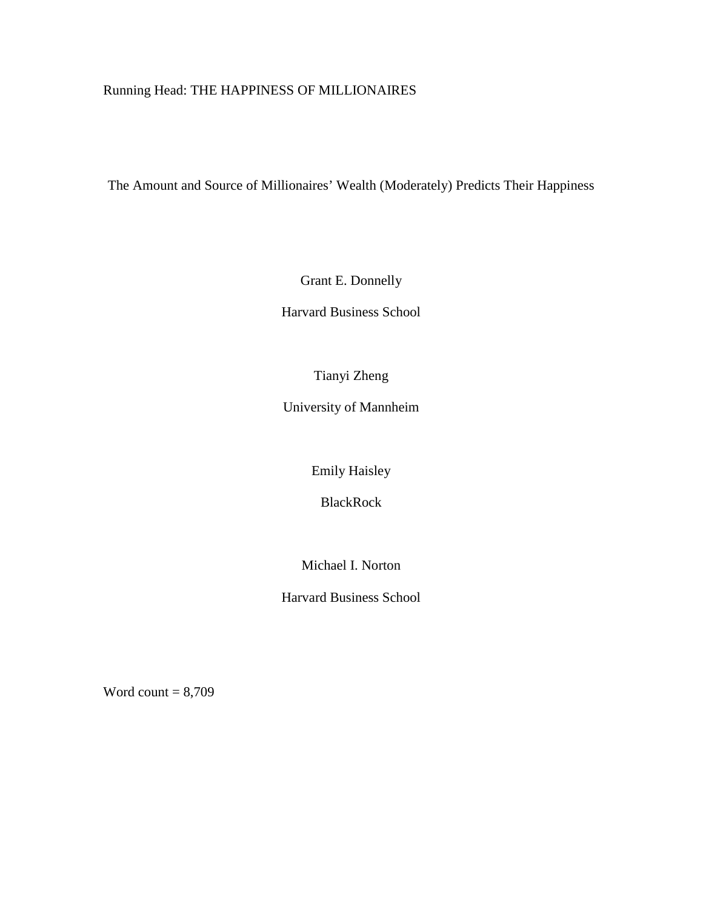Running Head: THE HAPPINESS OF MILLIONAIRES

# The Amount and Source of Millionaires' Wealth (Moderately) Predicts Their Happiness

Grant E. Donnelly

Harvard Business School

Tianyi Zheng

University of Mannheim

Emily Haisley

BlackRock

Michael I. Norton

Harvard Business School

Word count = 8,709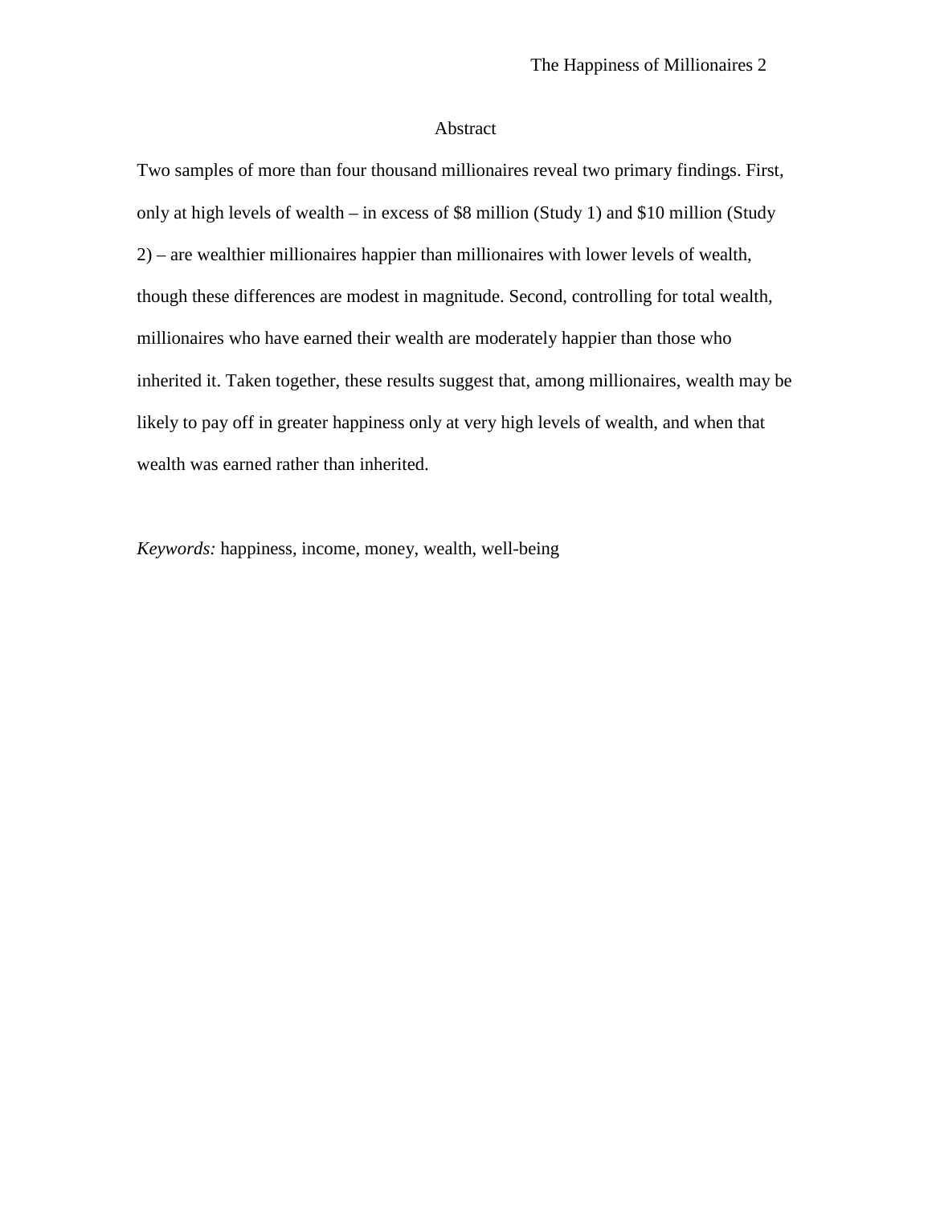## Abstract

Two samples of more than four thousand millionaires reveal two primary findings. First, only at high levels of wealth – in excess of $8 million (Study 1) and $10 million (Study 2) – are wealthier millionaires happier than millionaires with lower levels of wealth, though these differences are modest in magnitude. Second, controlling for total wealth, millionaires who have earned their wealth are moderately happier than those who inherited it. Taken together, these results suggest that, among millionaires, wealth may be likely to pay off in greater happiness only at very high levels of wealth, and when that wealth was earned rather than inherited.

*Keywords:* happiness, income, money, wealth, well-being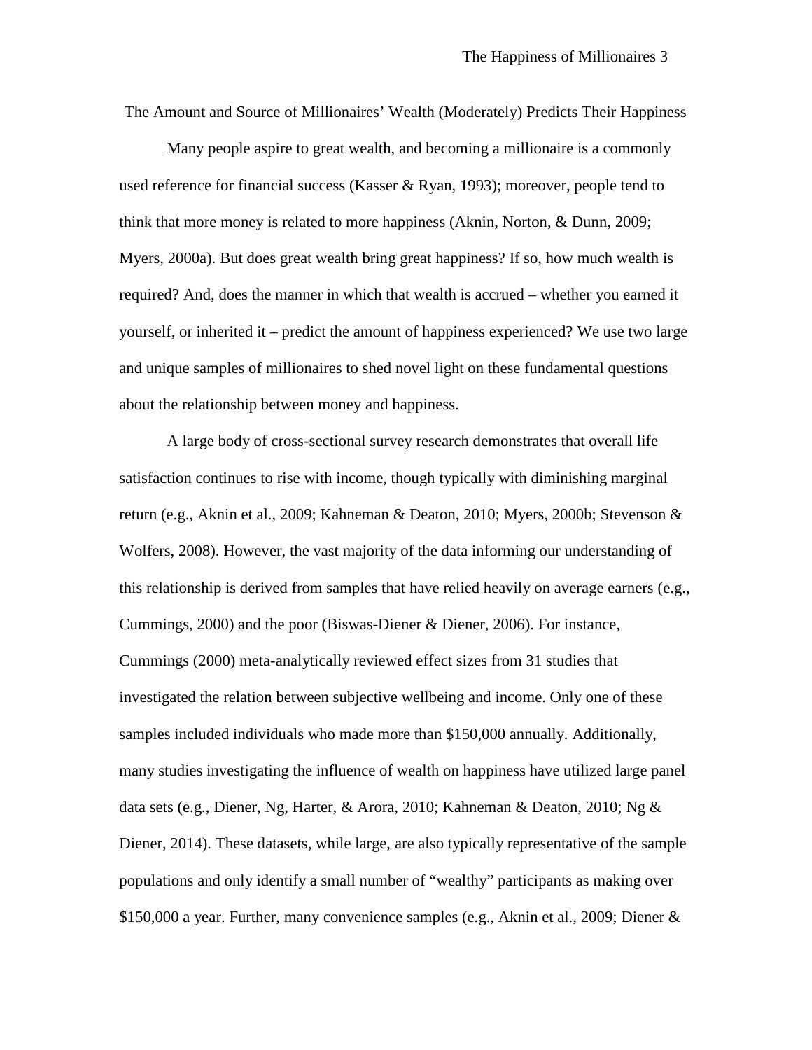# The Amount and Source of Millionaires' Wealth (Moderately) Predicts Their Happiness

Many people aspire to great wealth, and becoming a millionaire is a commonly used reference for financial success (Kasser & Ryan, 1993); moreover, people tend to think that more money is related to more happiness (Aknin, Norton, & Dunn, 2009; Myers, 2000a). But does great wealth bring great happiness? If so, how much wealth is required? And, does the manner in which that wealth is accrued – whether you earned it yourself, or inherited it – predict the amount of happiness experienced? We use two large and unique samples of millionaires to shed novel light on these fundamental questions about the relationship between money and happiness.

A large body of cross-sectional survey research demonstrates that overall life satisfaction continues to rise with income, though typically with diminishing marginal return (e.g., Aknin et al., 2009; Kahneman & Deaton, 2010; Myers, 2000b; Stevenson & Wolfers, 2008). However, the vast majority of the data informing our understanding of this relationship is derived from samples that have relied heavily on average earners (e.g., Cummings, 2000) and the poor (Biswas-Diener & Diener, 2006). For instance, Cummings (2000) meta-analytically reviewed effect sizes from 31 studies that investigated the relation between subjective wellbeing and income. Only one of these samples included individuals who made more than $150,000 annually. Additionally, many studies investigating the influence of wealth on happiness have utilized large panel data sets (e.g., Diener, Ng, Harter, & Arora, 2010; Kahneman & Deaton, 2010; Ng & Diener, 2014). These datasets, while large, are also typically representative of the sample populations and only identify a small number of "wealthy" participants as making over $150,000 a year. Further, many convenience samples (e.g., Aknin et al., 2009; Diener &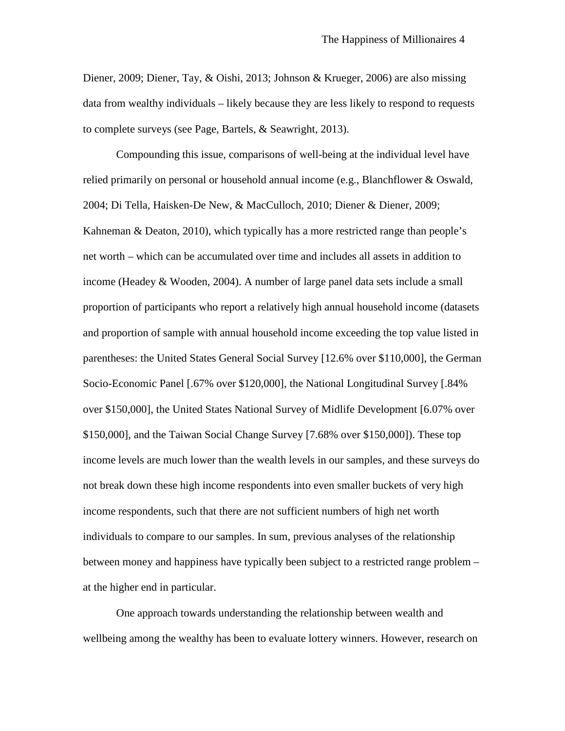Diener, 2009; Diener, Tay, & Oishi, 2013; Johnson & Krueger, 2006) are also missing data from wealthy individuals – likely because they are less likely to respond to requests to complete surveys (see Page, Bartels, & Seawright, 2013).

Compounding this issue, comparisons of well-being at the individual level have relied primarily on personal or household annual income (e.g., Blanchflower & Oswald, 2004; Di Tella, Haisken-De New, & MacCulloch, 2010; Diener & Diener, 2009; Kahneman & Deaton, 2010), which typically has a more restricted range than people's net worth – which can be accumulated over time and includes all assets in addition to income (Headey & Wooden, 2004). A number of large panel data sets include a small proportion of participants who report a relatively high annual household income (datasets and proportion of sample with annual household income exceeding the top value listed in parentheses: the United States General Social Survey [12.6% over $110,000], the German Socio-Economic Panel [.67% over $120,000], the National Longitudinal Survey [.84% over $150,000], the United States National Survey of Midlife Development [6.07% over $150,000], and the Taiwan Social Change Survey [7.68% over $150,000]). These top income levels are much lower than the wealth levels in our samples, and these surveys do not break down these high income respondents into even smaller buckets of very high income respondents, such that there are not sufficient numbers of high net worth individuals to compare to our samples. In sum, previous analyses of the relationship between money and happiness have typically been subject to a restricted range problem – at the higher end in particular.

One approach towards understanding the relationship between wealth and wellbeing among the wealthy has been to evaluate lottery winners. However, research on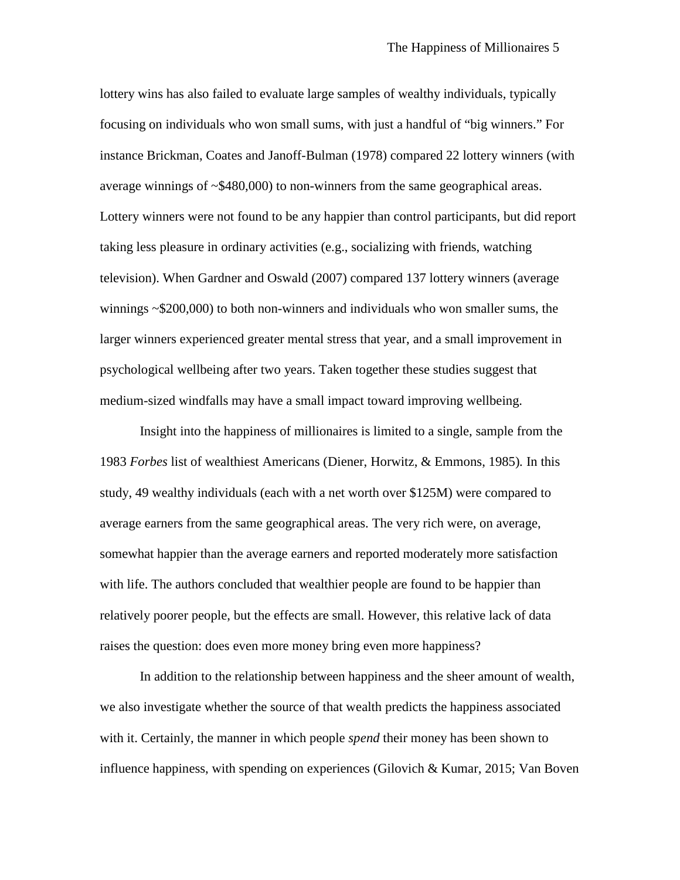lottery wins has also failed to evaluate large samples of wealthy individuals, typically focusing on individuals who won small sums, with just a handful of "big winners." For instance Brickman, Coates and Janoff-Bulman (1978) compared 22 lottery winners (with average winnings of ~$480,000) to non-winners from the same geographical areas. Lottery winners were not found to be any happier than control participants, but did report taking less pleasure in ordinary activities (e.g., socializing with friends, watching television). When Gardner and Oswald (2007) compared 137 lottery winners (average winnings ~$200,000) to both non-winners and individuals who won smaller sums, the larger winners experienced greater mental stress that year, and a small improvement in psychological wellbeing after two years. Taken together these studies suggest that medium-sized windfalls may have a small impact toward improving wellbeing.

Insight into the happiness of millionaires is limited to a single, sample from the 1983 *Forbes* list of wealthiest Americans (Diener, Horwitz, & Emmons, 1985)*.* In this study, 49 wealthy individuals (each with a net worth over $125M) were compared to average earners from the same geographical areas. The very rich were, on average, somewhat happier than the average earners and reported moderately more satisfaction with life. The authors concluded that wealthier people are found to be happier than relatively poorer people, but the effects are small. However, this relative lack of data raises the question: does even more money bring even more happiness?

In addition to the relationship between happiness and the sheer amount of wealth, we also investigate whether the source of that wealth predicts the happiness associated with it. Certainly, the manner in which people *spend* their money has been shown to influence happiness, with spending on experiences (Gilovich & Kumar, 2015; Van Boven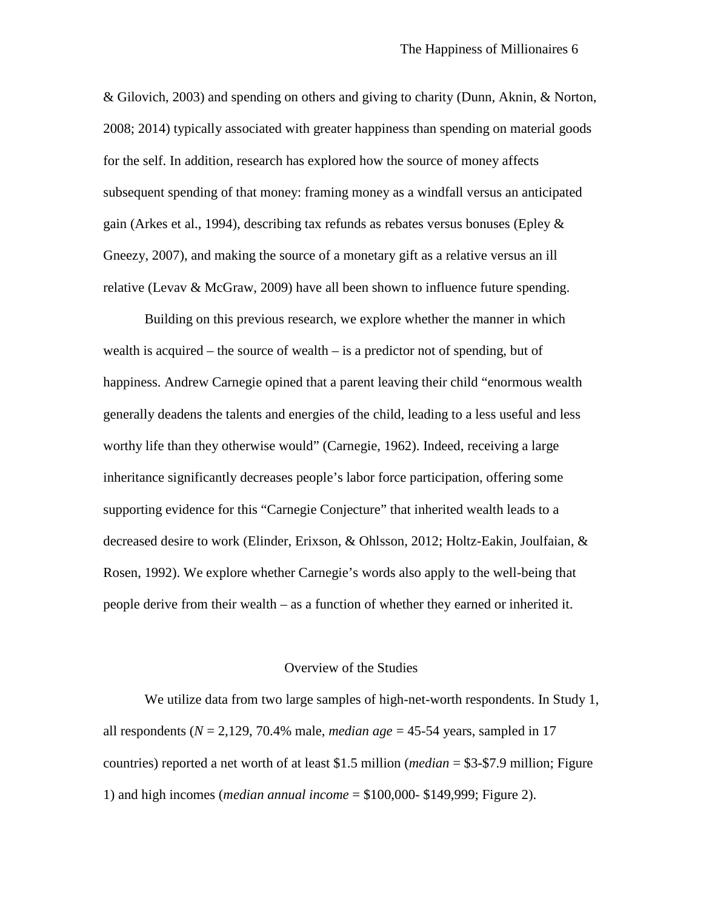& Gilovich, 2003) and spending on others and giving to charity (Dunn, Aknin, & Norton, 2008; 2014) typically associated with greater happiness than spending on material goods for the self. In addition, research has explored how the source of money affects subsequent spending of that money: framing money as a windfall versus an anticipated gain (Arkes et al., 1994), describing tax refunds as rebates versus bonuses (Epley & Gneezy, 2007), and making the source of a monetary gift as a relative versus an ill relative (Levav & McGraw, 2009) have all been shown to influence future spending.

Building on this previous research, we explore whether the manner in which wealth is acquired – the source of wealth – is a predictor not of spending, but of happiness. Andrew Carnegie opined that a parent leaving their child "enormous wealth generally deadens the talents and energies of the child, leading to a less useful and less worthy life than they otherwise would" (Carnegie, 1962). Indeed, receiving a large inheritance significantly decreases people's labor force participation, offering some supporting evidence for this "Carnegie Conjecture" that inherited wealth leads to a decreased desire to work (Elinder, Erixson, & Ohlsson, 2012; Holtz-Eakin, Joulfaian, & Rosen, 1992). We explore whether Carnegie's words also apply to the well-being that people derive from their wealth – as a function of whether they earned or inherited it.

## Overview of the Studies

We utilize data from two large samples of high-net-worth respondents. In Study 1, all respondents ($N$ = 2,129, 70.4% male, *median age* = 45-54 years, sampled in 17 countries) reported a net worth of at least $1.5 million (*median* = $3-$7.9 million; Figure 1) and high incomes (*median annual income* = $100,000- $149,999; Figure 2).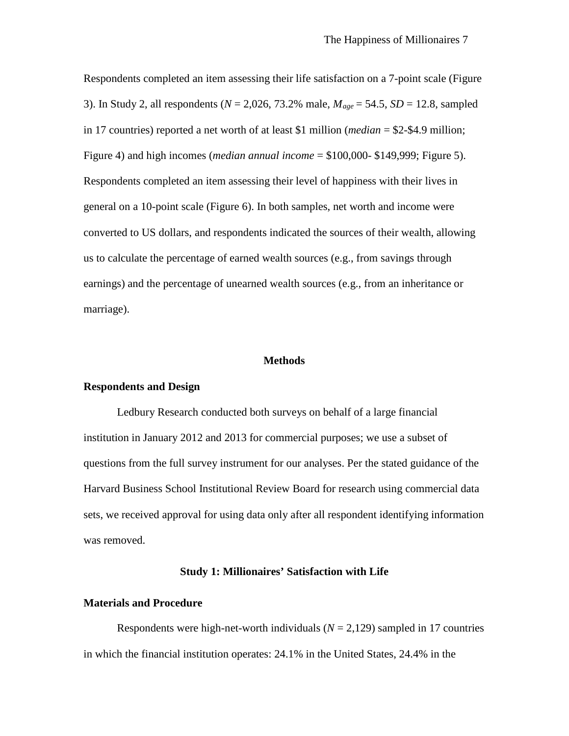Respondents completed an item assessing their life satisfaction on a 7-point scale (Figure 3). In Study 2, all respondents ($N$ = 2,026, 73.2% male, $M_{age}$ = 54.5, $SD$ = 12.8, sampled in 17 countries) reported a net worth of at least $1 million (*median* = $2-$4.9 million; Figure 4) and high incomes (*median annual income* = $100,000- $149,999; Figure 5). Respondents completed an item assessing their level of happiness with their lives in general on a 10-point scale (Figure 6). In both samples, net worth and income were converted to US dollars, and respondents indicated the sources of their wealth, allowing us to calculate the percentage of earned wealth sources (e.g., from savings through earnings) and the percentage of unearned wealth sources (e.g., from an inheritance or marriage).

## Methods

### Respondents and Design

Ledbury Research conducted both surveys on behalf of a large financial institution in January 2012 and 2013 for commercial purposes; we use a subset of questions from the full survey instrument for our analyses. Per the stated guidance of the Harvard Business School Institutional Review Board for research using commercial data sets, we received approval for using data only after all respondent identifying information was removed.

## Study 1: Millionaires' Satisfaction with Life

### Materials and Procedure

Respondents were high-net-worth individuals ($N$ = 2,129) sampled in 17 countries in which the financial institution operates: 24.1% in the United States, 24.4% in the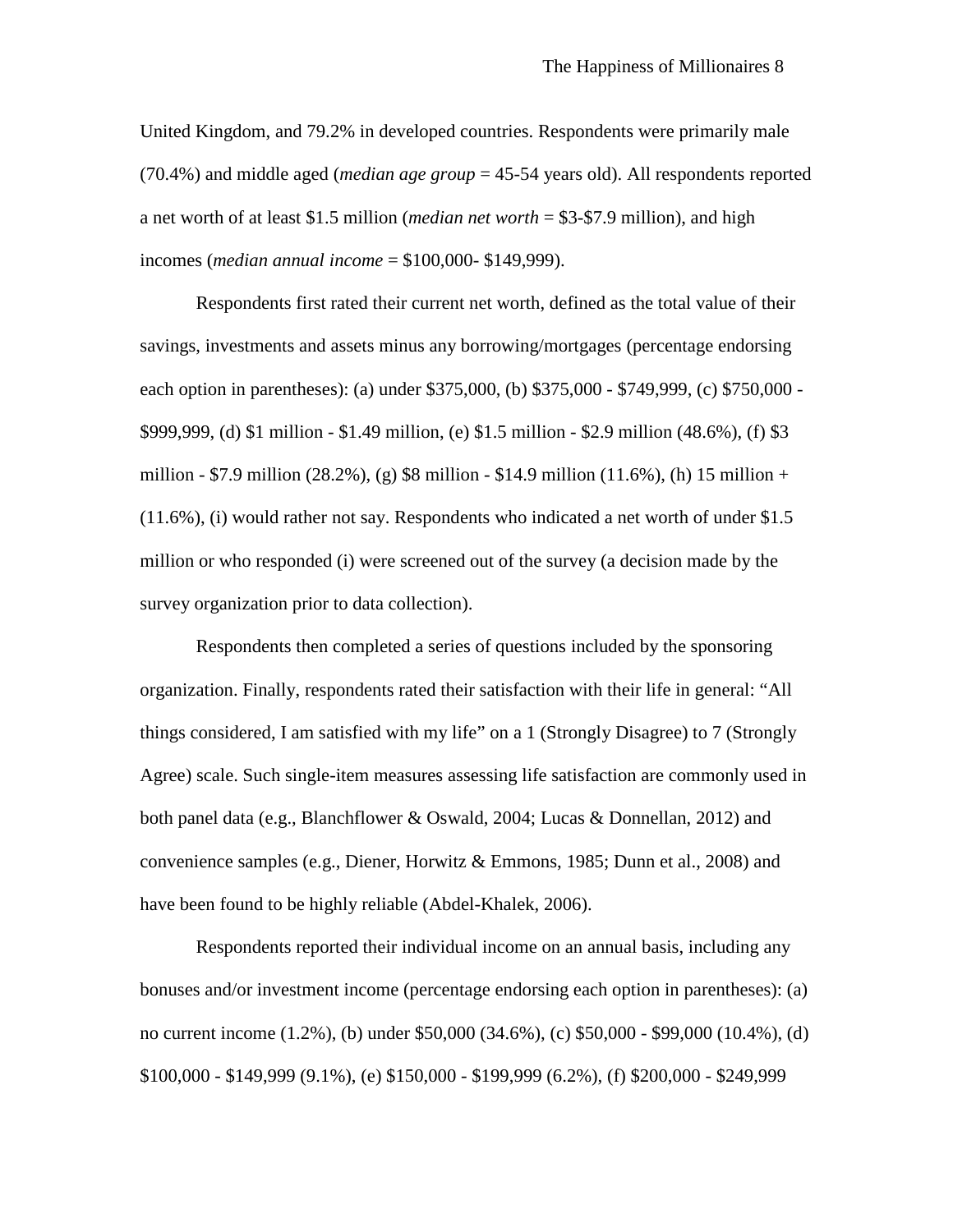United Kingdom, and 79.2% in developed countries. Respondents were primarily male (70.4%) and middle aged (*median age group* = 45-54 years old). All respondents reported a net worth of at least $1.5 million (*median net worth* = $3-$7.9 million), and high incomes (*median annual income* = $100,000- $149,999).

Respondents first rated their current net worth, defined as the total value of their savings, investments and assets minus any borrowing/mortgages (percentage endorsing each option in parentheses): (a) under $375,000, (b) $375,000 - $749,999, (c) $750,000 - $999,999, (d) $1 million - $1.49 million, (e) $1.5 million - $2.9 million (48.6%), (f) $3 million - $7.9 million (28.2%), (g) $8 million - $14.9 million (11.6%), (h) 15 million + (11.6%), (i) would rather not say. Respondents who indicated a net worth of under $1.5 million or who responded (i) were screened out of the survey (a decision made by the survey organization prior to data collection).

Respondents then completed a series of questions included by the sponsoring organization. Finally, respondents rated their satisfaction with their life in general: "All things considered, I am satisfied with my life" on a 1 (Strongly Disagree) to 7 (Strongly Agree) scale. Such single-item measures assessing life satisfaction are commonly used in both panel data (e.g., Blanchflower & Oswald, 2004; Lucas & Donnellan, 2012) and convenience samples (e.g., Diener, Horwitz & Emmons, 1985; Dunn et al., 2008) and have been found to be highly reliable (Abdel-Khalek, 2006).

Respondents reported their individual income on an annual basis, including any bonuses and/or investment income (percentage endorsing each option in parentheses): (a) no current income (1.2%), (b) under $50,000 (34.6%), (c) $50,000 - $99,000 (10.4%), (d) $100,000 - $149,999 (9.1%), (e) $150,000 - $199,999 (6.2%), (f) $200,000 - $249,999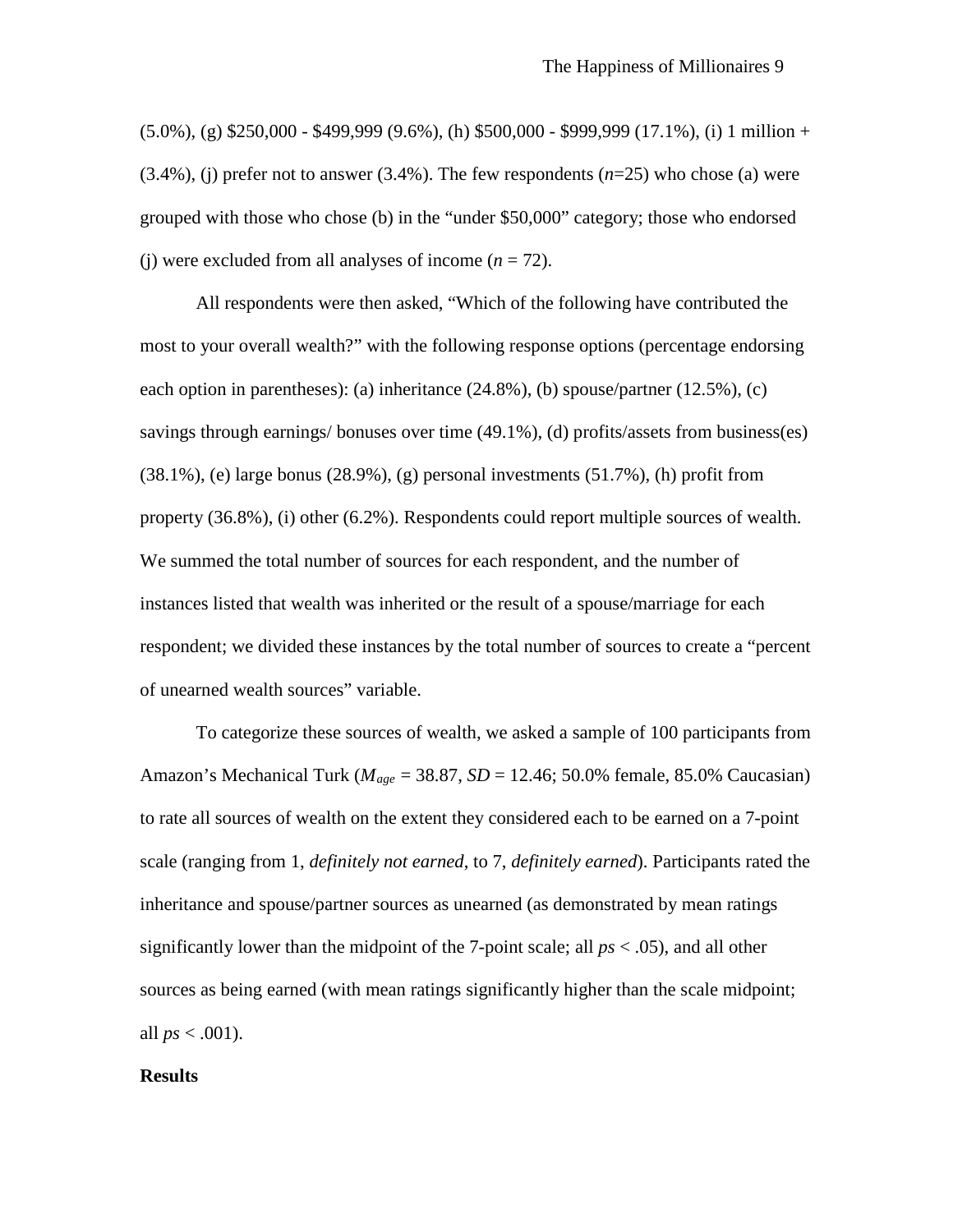(5.0%), (g) $250,000 - $499,999 (9.6%), (h) $500,000 - $999,999 (17.1%), (i) 1 million + (3.4%), (j) prefer not to answer (3.4%). The few respondents ($n$=25) who chose (a) were grouped with those who chose (b) in the "under $50,000" category; those who endorsed (j) were excluded from all analyses of income ($n$ = 72).

All respondents were then asked, "Which of the following have contributed the most to your overall wealth?" with the following response options (percentage endorsing each option in parentheses): (a) inheritance (24.8%), (b) spouse/partner (12.5%), (c) savings through earnings/ bonuses over time (49.1%), (d) profits/assets from business(es) (38.1%), (e) large bonus (28.9%), (g) personal investments (51.7%), (h) profit from property (36.8%), (i) other (6.2%). Respondents could report multiple sources of wealth. We summed the total number of sources for each respondent, and the number of instances listed that wealth was inherited or the result of a spouse/marriage for each respondent; we divided these instances by the total number of sources to create a "percent of unearned wealth sources" variable.

To categorize these sources of wealth, we asked a sample of 100 participants from Amazon's Mechanical Turk ($M_{age}$ = 38.87, $SD$ = 12.46; 50.0% female, 85.0% Caucasian) to rate all sources of wealth on the extent they considered each to be earned on a 7-point scale (ranging from 1, *definitely not earned*, to 7, *definitely earned*). Participants rated the inheritance and spouse/partner sources as unearned (as demonstrated by mean ratings significantly lower than the midpoint of the 7-point scale; all $ps < .05$), and all other sources as being earned (with mean ratings significantly higher than the scale midpoint; all $ps < .001$).

**Results**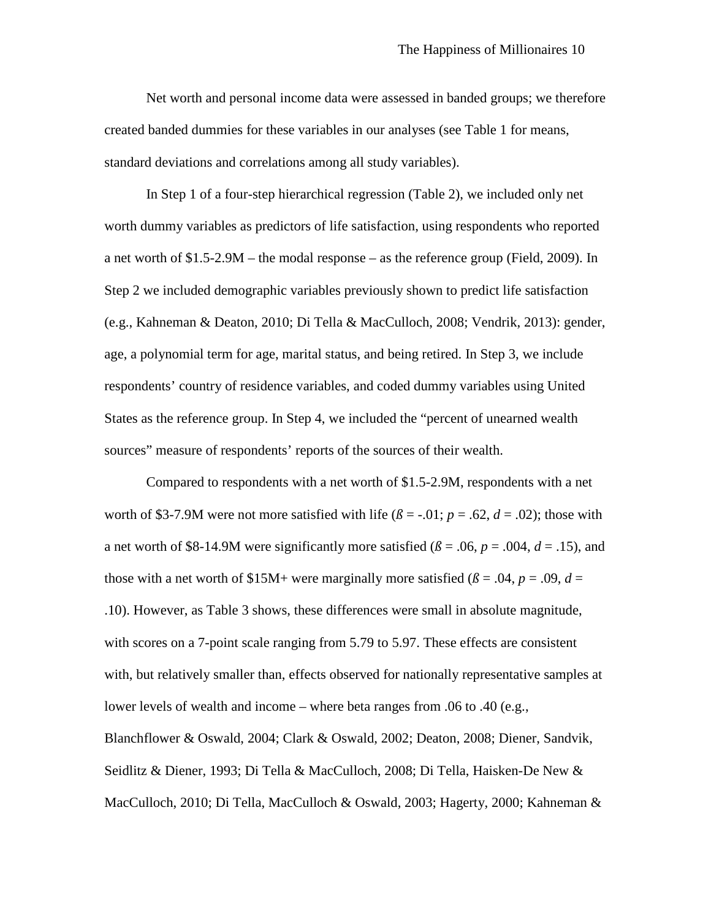Net worth and personal income data were assessed in banded groups; we therefore created banded dummies for these variables in our analyses (see Table 1 for means, standard deviations and correlations among all study variables).

In Step 1 of a four-step hierarchical regression (Table 2), we included only net worth dummy variables as predictors of life satisfaction, using respondents who reported a net worth of \$1.5-2.9M – the modal response – as the reference group (Field, 2009). In Step 2 we included demographic variables previously shown to predict life satisfaction (e.g., Kahneman & Deaton, 2010; Di Tella & MacCulloch, 2008; Vendrik, 2013): gender, age, a polynomial term for age, marital status, and being retired. In Step 3, we include respondents' country of residence variables, and coded dummy variables using United States as the reference group. In Step 4, we included the "percent of unearned wealth sources" measure of respondents' reports of the sources of their wealth.

Compared to respondents with a net worth of \$1.5-2.9M, respondents with a net worth of \$3-7.9M were not more satisfied with life ($ß$ = -.01; $p$ = .62, $d$ = .02); those with a net worth of \$8-14.9M were significantly more satisfied ($ß$ = .06, $p$ = .004, $d$ = .15), and those with a net worth of \$15M+ were marginally more satisfied ($ß$ = .04, $p$ = .09, $d$ = .10). However, as Table 3 shows, these differences were small in absolute magnitude, with scores on a 7-point scale ranging from 5.79 to 5.97. These effects are consistent with, but relatively smaller than, effects observed for nationally representative samples at lower levels of wealth and income – where beta ranges from .06 to .40 (e.g., Blanchflower & Oswald, 2004; Clark & Oswald, 2002; Deaton, 2008; Diener, Sandvik, Seidlitz & Diener, 1993; Di Tella & MacCulloch, 2008; Di Tella, Haisken-De New & MacCulloch, 2010; Di Tella, MacCulloch & Oswald, 2003; Hagerty, 2000; Kahneman &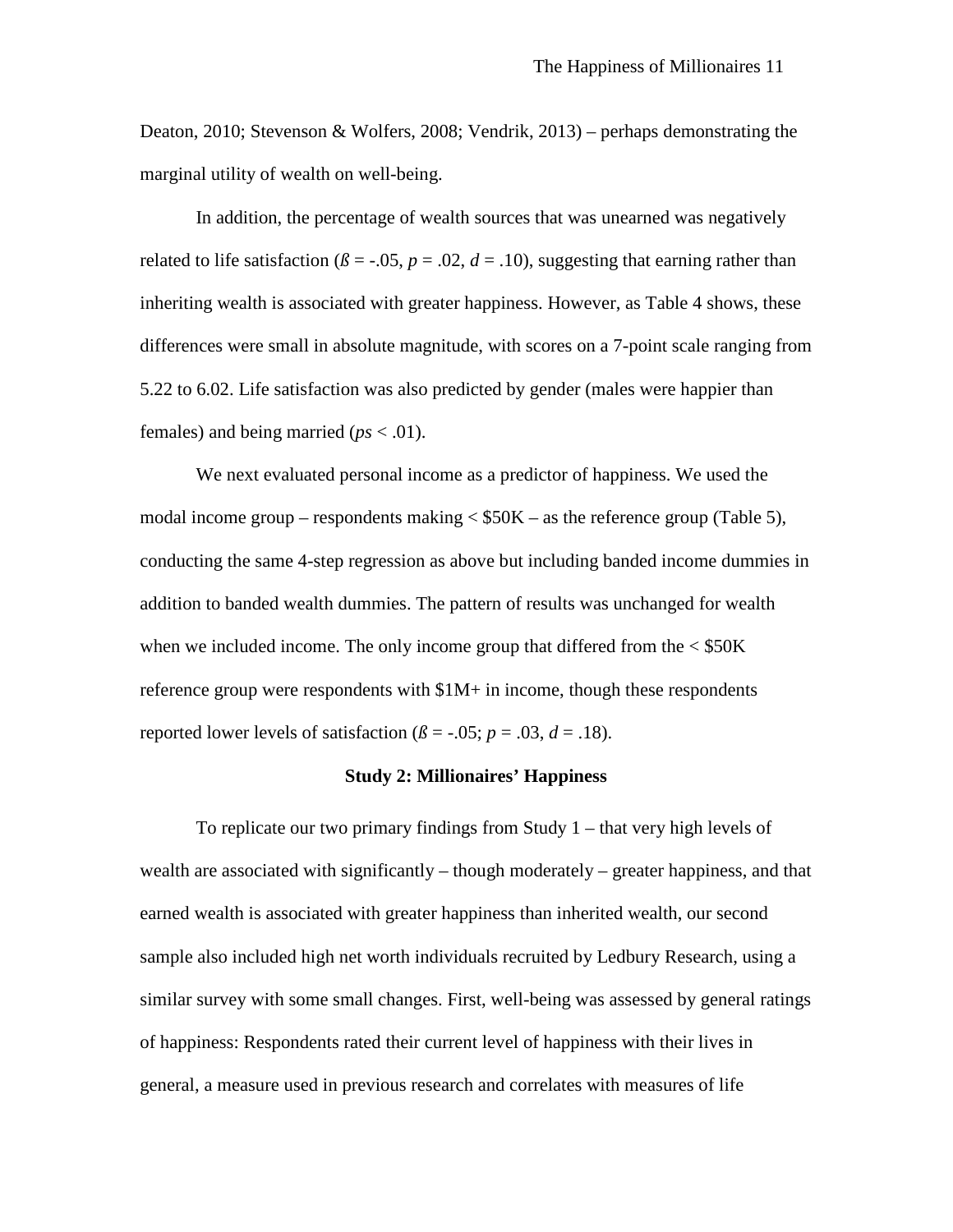Deaton, 2010; Stevenson & Wolfers, 2008; Vendrik, 2013) – perhaps demonstrating the marginal utility of wealth on well-being.

In addition, the percentage of wealth sources that was unearned was negatively related to life satisfaction ($ß = -.05$, $p = .02$, $d = .10$), suggesting that earning rather than inheriting wealth is associated with greater happiness. However, as Table 4 shows, these differences were small in absolute magnitude, with scores on a 7-point scale ranging from 5.22 to 6.02. Life satisfaction was also predicted by gender (males were happier than females) and being married ($ps < .01$).

We next evaluated personal income as a predictor of happiness. We used the modal income group – respondents making < $50K – as the reference group (Table 5), conducting the same 4-step regression as above but including banded income dummies in addition to banded wealth dummies. The pattern of results was unchanged for wealth when we included income. The only income group that differed from the < $50K reference group were respondents with $1M+ in income, though these respondents reported lower levels of satisfaction ($ß = -.05$; $p = .03$, $d = .18$).

## Study 2: Millionaires' Happiness

To replicate our two primary findings from Study 1 – that very high levels of wealth are associated with significantly – though moderately – greater happiness, and that earned wealth is associated with greater happiness than inherited wealth, our second sample also included high net worth individuals recruited by Ledbury Research, using a similar survey with some small changes. First, well-being was assessed by general ratings of happiness: Respondents rated their current level of happiness with their lives in general, a measure used in previous research and correlates with measures of life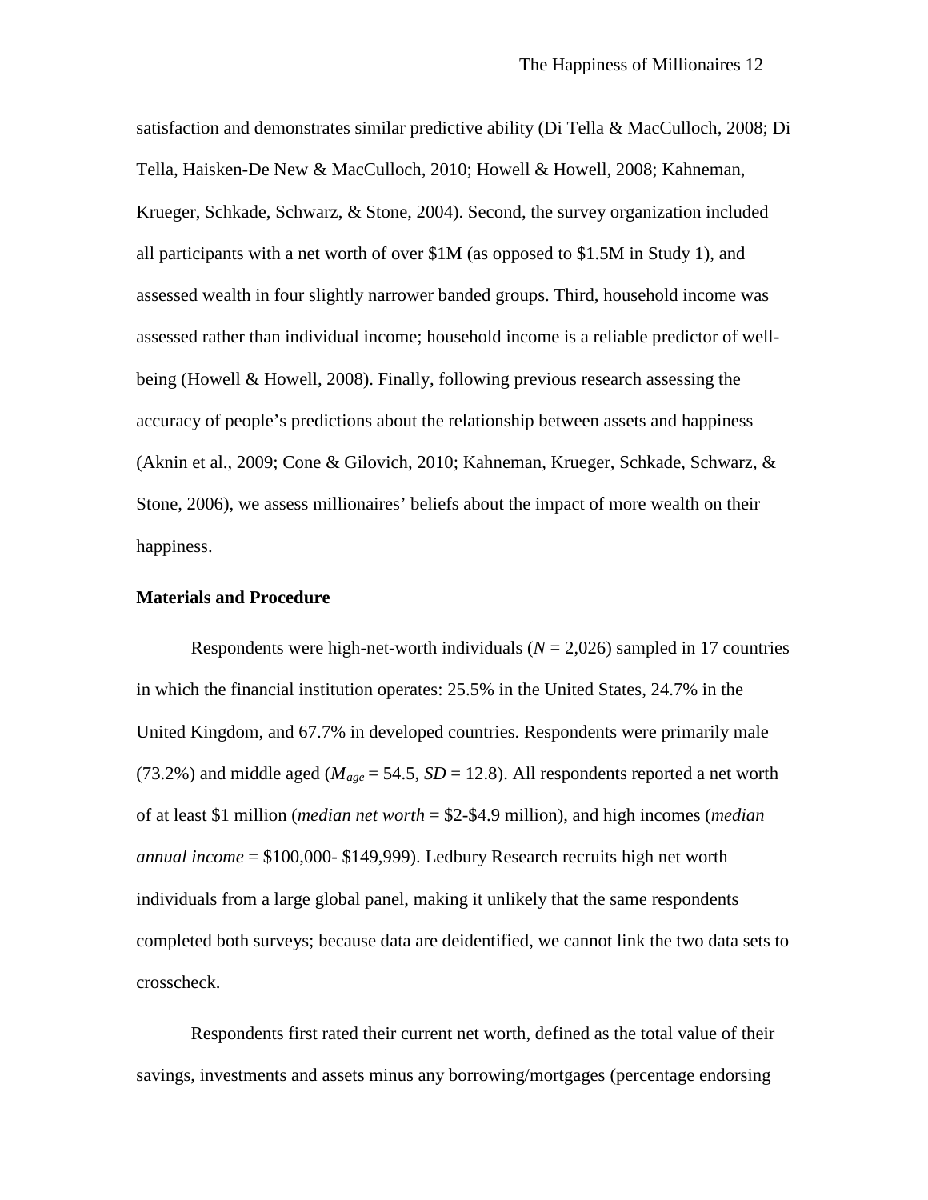satisfaction and demonstrates similar predictive ability (Di Tella & MacCulloch, 2008; Di Tella, Haisken-De New & MacCulloch, 2010; Howell & Howell, 2008; Kahneman, Krueger, Schkade, Schwarz, & Stone, 2004). Second, the survey organization included all participants with a net worth of over $1M (as opposed to $1.5M in Study 1), and assessed wealth in four slightly narrower banded groups. Third, household income was assessed rather than individual income; household income is a reliable predictor of well-being (Howell & Howell, 2008). Finally, following previous research assessing the accuracy of people's predictions about the relationship between assets and happiness (Aknin et al., 2009; Cone & Gilovich, 2010; Kahneman, Krueger, Schkade, Schwarz, & Stone, 2006), we assess millionaires' beliefs about the impact of more wealth on their happiness.

### Materials and Procedure

Respondents were high-net-worth individuals ($N$ = 2,026) sampled in 17 countries in which the financial institution operates: 25.5% in the United States, 24.7% in the United Kingdom, and 67.7% in developed countries. Respondents were primarily male (73.2%) and middle aged ($M_{age}$ = 54.5, $SD$ = 12.8). All respondents reported a net worth of at least $1 million (*median net worth* = $2-$4.9 million), and high incomes (*median annual income* = $100,000- $149,999). Ledbury Research recruits high net worth individuals from a large global panel, making it unlikely that the same respondents completed both surveys; because data are deidentified, we cannot link the two data sets to crosscheck.

Respondents first rated their current net worth, defined as the total value of their savings, investments and assets minus any borrowing/mortgages (percentage endorsing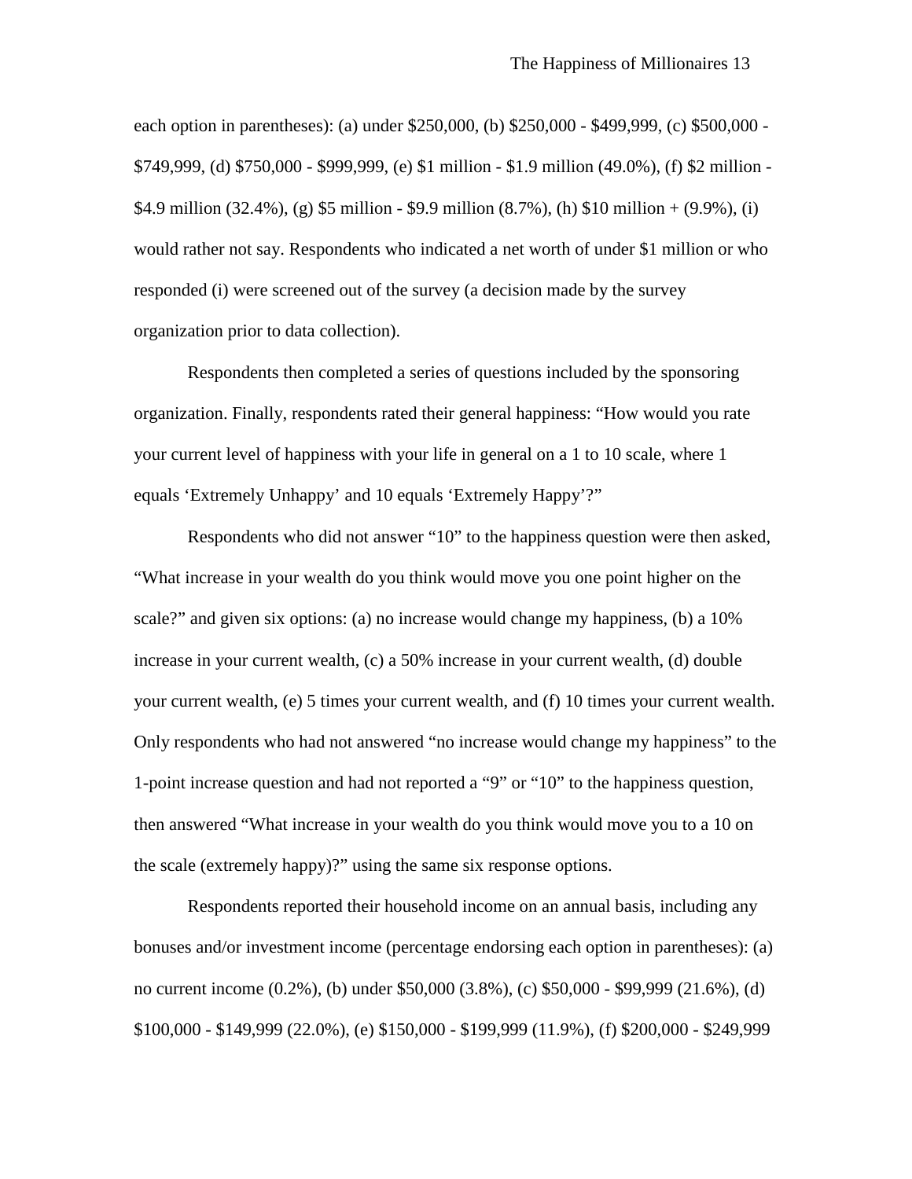each option in parentheses): (a) under \$250,000, (b) \$250,000 - \$499,999, (c) \$500,000 - \$749,999, (d) \$750,000 - \$999,999, (e) \$1 million - \$1.9 million (49.0%), (f) \$2 million - \$4.9 million (32.4%), (g) \$5 million - \$9.9 million (8.7%), (h) \$10 million + (9.9%), (i) would rather not say. Respondents who indicated a net worth of under \$1 million or who responded (i) were screened out of the survey (a decision made by the survey organization prior to data collection).

Respondents then completed a series of questions included by the sponsoring organization. Finally, respondents rated their general happiness: "How would you rate your current level of happiness with your life in general on a 1 to 10 scale, where 1 equals 'Extremely Unhappy' and 10 equals 'Extremely Happy'?"

Respondents who did not answer "10" to the happiness question were then asked, "What increase in your wealth do you think would move you one point higher on the scale?" and given six options: (a) no increase would change my happiness, (b) a 10% increase in your current wealth, (c) a 50% increase in your current wealth, (d) double your current wealth, (e) 5 times your current wealth, and (f) 10 times your current wealth. Only respondents who had not answered "no increase would change my happiness" to the 1-point increase question and had not reported a "9" or "10" to the happiness question, then answered "What increase in your wealth do you think would move you to a 10 on the scale (extremely happy)?" using the same six response options.

Respondents reported their household income on an annual basis, including any bonuses and/or investment income (percentage endorsing each option in parentheses): (a) no current income (0.2%), (b) under \$50,000 (3.8%), (c) \$50,000 - \$99,999 (21.6%), (d) \$100,000 - \$149,999 (22.0%), (e) \$150,000 - \$199,999 (11.9%), (f) \$200,000 - \$249,999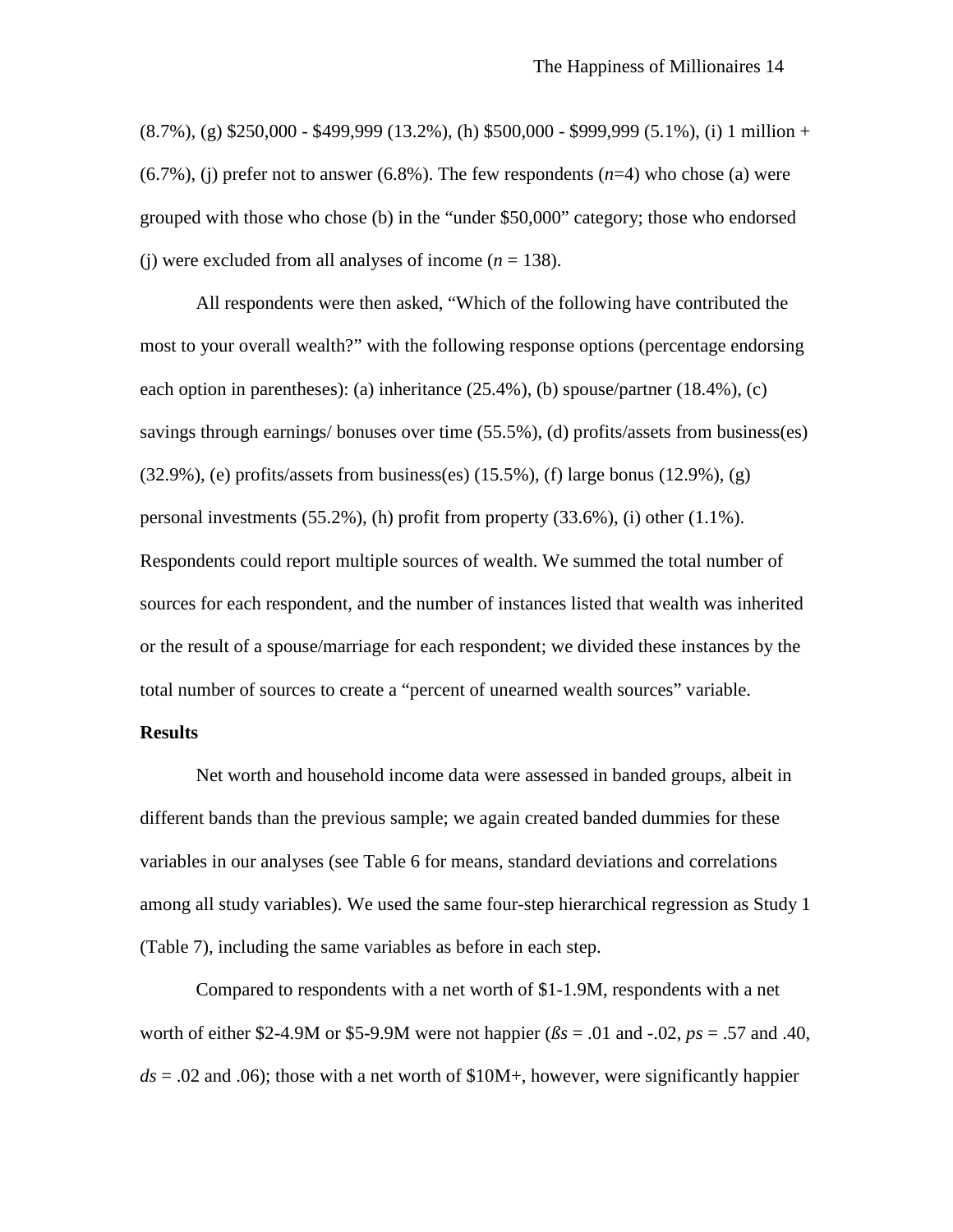(8.7%), (g) \$250,000 - \$499,999 (13.2%), (h) \$500,000 - \$999,999 (5.1%), (i) 1 million + (6.7%), (j) prefer not to answer (6.8%). The few respondents (*n*=4) who chose (a) were grouped with those who chose (b) in the "under \$50,000" category; those who endorsed (j) were excluded from all analyses of income (*n* = 138).

All respondents were then asked, "Which of the following have contributed the most to your overall wealth?" with the following response options (percentage endorsing each option in parentheses): (a) inheritance (25.4%), (b) spouse/partner (18.4%), (c) savings through earnings/ bonuses over time (55.5%), (d) profits/assets from business(es) (32.9%), (e) profits/assets from business(es) (15.5%), (f) large bonus (12.9%), (g) personal investments (55.2%), (h) profit from property (33.6%), (i) other (1.1%). Respondents could report multiple sources of wealth. We summed the total number of sources for each respondent, and the number of instances listed that wealth was inherited or the result of a spouse/marriage for each respondent; we divided these instances by the total number of sources to create a "percent of unearned wealth sources" variable.

**Results**

Net worth and household income data were assessed in banded groups, albeit in different bands than the previous sample; we again created banded dummies for these variables in our analyses (see Table 6 for means, standard deviations and correlations among all study variables). We used the same four-step hierarchical regression as Study 1 (Table 7), including the same variables as before in each step.

Compared to respondents with a net worth of \$1-1.9M, respondents with a net worth of either \$2-4.9M or \$5-9.9M were not happier ($ßs$ = .01 and -.02, $ps$ = .57 and .40, $ds$ = .02 and .06); those with a net worth of \$10M+, however, were significantly happier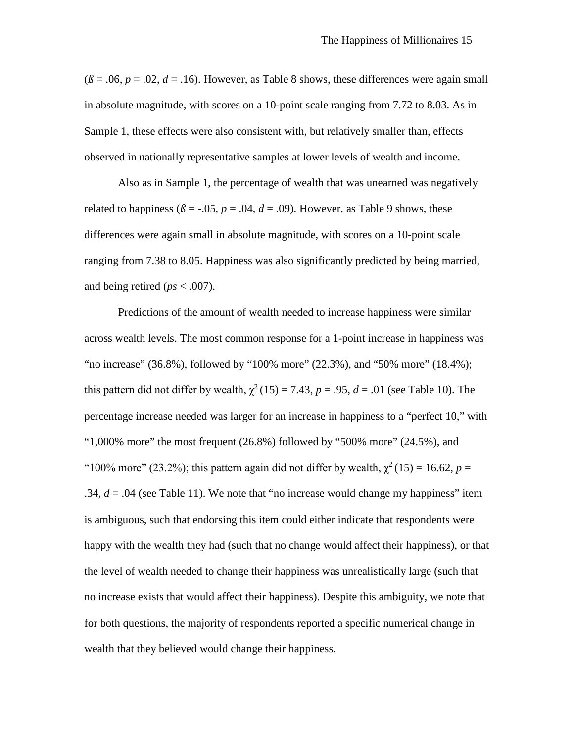($ß = .06$, $p = .02$, $d = .16$). However, as Table 8 shows, these differences were again small in absolute magnitude, with scores on a 10-point scale ranging from 7.72 to 8.03. As in Sample 1, these effects were also consistent with, but relatively smaller than, effects observed in nationally representative samples at lower levels of wealth and income.

Also as in Sample 1, the percentage of wealth that was unearned was negatively related to happiness ($ß = -.05$, $p = .04$, $d = .09$). However, as Table 9 shows, these differences were again small in absolute magnitude, with scores on a 10-point scale ranging from 7.38 to 8.05. Happiness was also significantly predicted by being married, and being retired ($ps < .007$).

Predictions of the amount of wealth needed to increase happiness were similar across wealth levels. The most common response for a 1-point increase in happiness was "no increase" (36.8%), followed by "100% more" (22.3%), and "50% more" (18.4%); this pattern did not differ by wealth, $\chi^2(15) = 7.43$, $p = .95$, $d = .01$ (see Table 10). The percentage increase needed was larger for an increase in happiness to a "perfect 10," with "1,000% more" the most frequent (26.8%) followed by "500% more" (24.5%), and "100% more" (23.2%); this pattern again did not differ by wealth, $\chi^2(15) = 16.62$, $p = .34$, $d = .04$ (see Table 11). We note that "no increase would change my happiness" item is ambiguous, such that endorsing this item could either indicate that respondents were happy with the wealth they had (such that no change would affect their happiness), or that the level of wealth needed to change their happiness was unrealistically large (such that no increase exists that would affect their happiness). Despite this ambiguity, we note that for both questions, the majority of respondents reported a specific numerical change in wealth that they believed would change their happiness.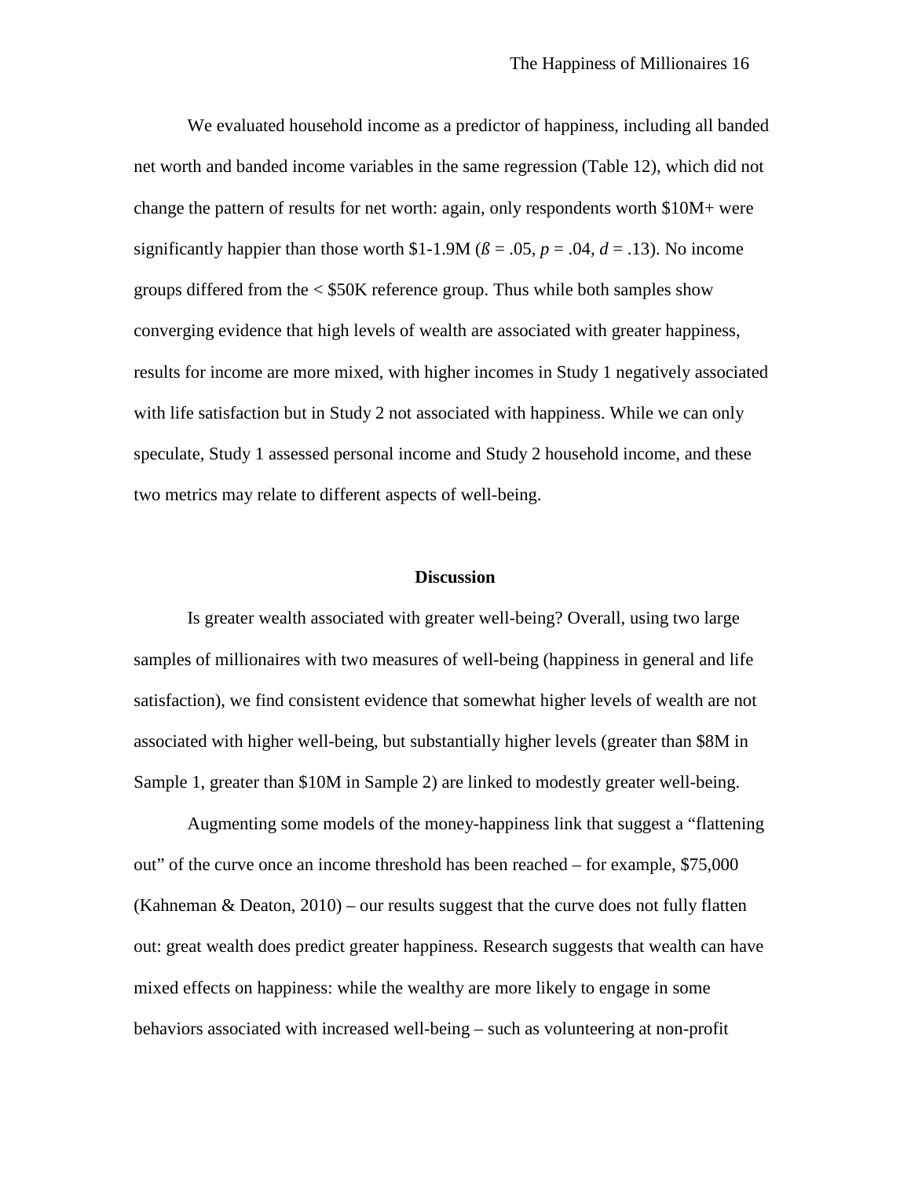We evaluated household income as a predictor of happiness, including all banded net worth and banded income variables in the same regression (Table 12), which did not change the pattern of results for net worth: again, only respondents worth \$10M+ were significantly happier than those worth \$1-1.9M ($ß = .05$, $p = .04$, $d = .13$). No income groups differed from the < \$50K reference group. Thus while both samples show converging evidence that high levels of wealth are associated with greater happiness, results for income are more mixed, with higher incomes in Study 1 negatively associated with life satisfaction but in Study 2 not associated with happiness. While we can only speculate, Study 1 assessed personal income and Study 2 household income, and these two metrics may relate to different aspects of well-being.

## Discussion

Is greater wealth associated with greater well-being? Overall, using two large samples of millionaires with two measures of well-being (happiness in general and life satisfaction), we find consistent evidence that somewhat higher levels of wealth are not associated with higher well-being, but substantially higher levels (greater than \$8M in Sample 1, greater than \$10M in Sample 2) are linked to modestly greater well-being.

Augmenting some models of the money-happiness link that suggest a "flattening out" of the curve once an income threshold has been reached – for example, \$75,000 (Kahneman & Deaton, 2010) – our results suggest that the curve does not fully flatten out: great wealth does predict greater happiness. Research suggests that wealth can have mixed effects on happiness: while the wealthy are more likely to engage in some behaviors associated with increased well-being – such as volunteering at non-profit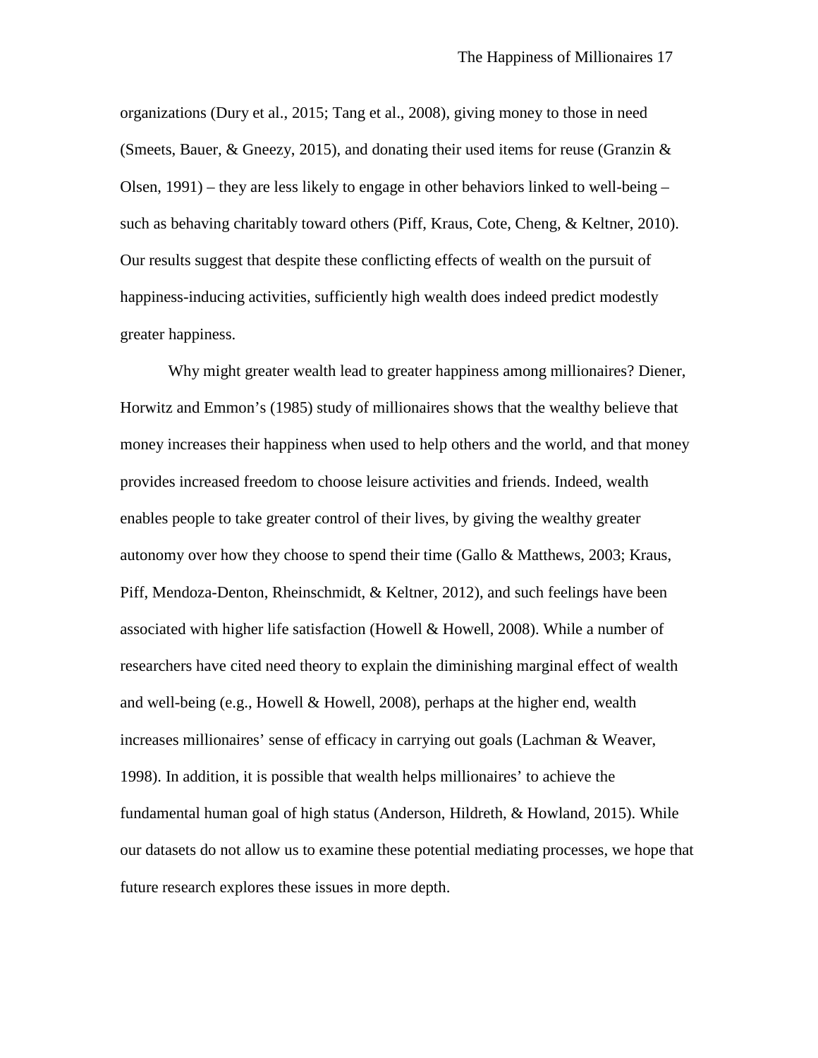organizations (Dury et al., 2015; Tang et al., 2008), giving money to those in need (Smeets, Bauer, & Gneezy, 2015), and donating their used items for reuse (Granzin & Olsen, 1991) – they are less likely to engage in other behaviors linked to well-being – such as behaving charitably toward others (Piff, Kraus, Cote, Cheng, & Keltner, 2010). Our results suggest that despite these conflicting effects of wealth on the pursuit of happiness-inducing activities, sufficiently high wealth does indeed predict modestly greater happiness.

Why might greater wealth lead to greater happiness among millionaires? Diener, Horwitz and Emmon's (1985) study of millionaires shows that the wealthy believe that money increases their happiness when used to help others and the world, and that money provides increased freedom to choose leisure activities and friends. Indeed, wealth enables people to take greater control of their lives, by giving the wealthy greater autonomy over how they choose to spend their time (Gallo & Matthews, 2003; Kraus, Piff, Mendoza-Denton, Rheinschmidt, & Keltner, 2012), and such feelings have been associated with higher life satisfaction (Howell & Howell, 2008). While a number of researchers have cited need theory to explain the diminishing marginal effect of wealth and well-being (e.g., Howell & Howell, 2008), perhaps at the higher end, wealth increases millionaires' sense of efficacy in carrying out goals (Lachman & Weaver, 1998). In addition, it is possible that wealth helps millionaires' to achieve the fundamental human goal of high status (Anderson, Hildreth, & Howland, 2015). While our datasets do not allow us to examine these potential mediating processes, we hope that future research explores these issues in more depth.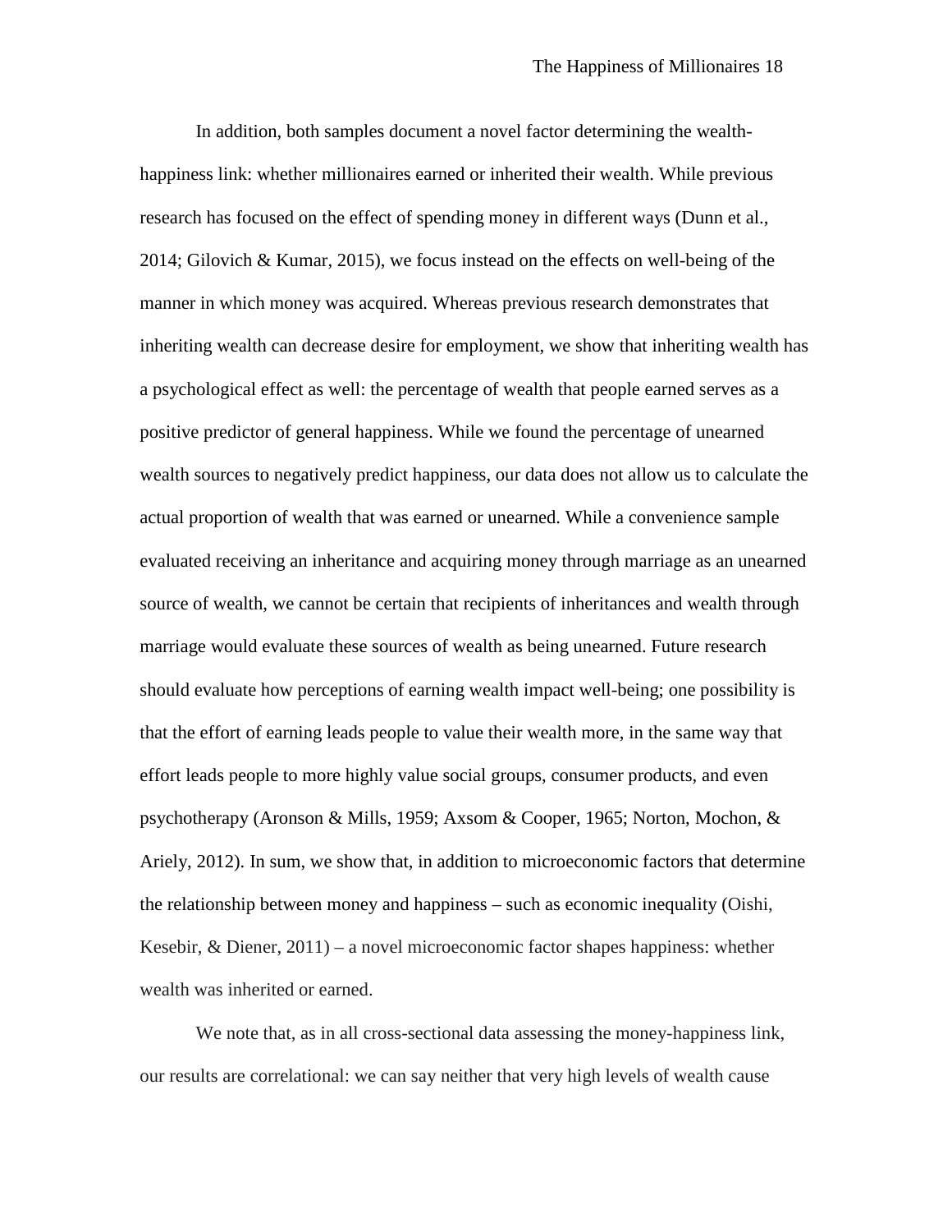In addition, both samples document a novel factor determining the wealth-happiness link: whether millionaires earned or inherited their wealth. While previous research has focused on the effect of spending money in different ways (Dunn et al., 2014; Gilovich & Kumar, 2015), we focus instead on the effects on well-being of the manner in which money was acquired. Whereas previous research demonstrates that inheriting wealth can decrease desire for employment, we show that inheriting wealth has a psychological effect as well: the percentage of wealth that people earned serves as a positive predictor of general happiness. While we found the percentage of unearned wealth sources to negatively predict happiness, our data does not allow us to calculate the actual proportion of wealth that was earned or unearned. While a convenience sample evaluated receiving an inheritance and acquiring money through marriage as an unearned source of wealth, we cannot be certain that recipients of inheritances and wealth through marriage would evaluate these sources of wealth as being unearned. Future research should evaluate how perceptions of earning wealth impact well-being; one possibility is that the effort of earning leads people to value their wealth more, in the same way that effort leads people to more highly value social groups, consumer products, and even psychotherapy (Aronson & Mills, 1959; Axsom & Cooper, 1965; Norton, Mochon, & Ariely, 2012). In sum, we show that, in addition to microeconomic factors that determine the relationship between money and happiness – such as economic inequality (Oishi, Kesebir, & Diener, 2011) – a novel microeconomic factor shapes happiness: whether wealth was inherited or earned.

We note that, as in all cross-sectional data assessing the money-happiness link, our results are correlational: we can say neither that very high levels of wealth cause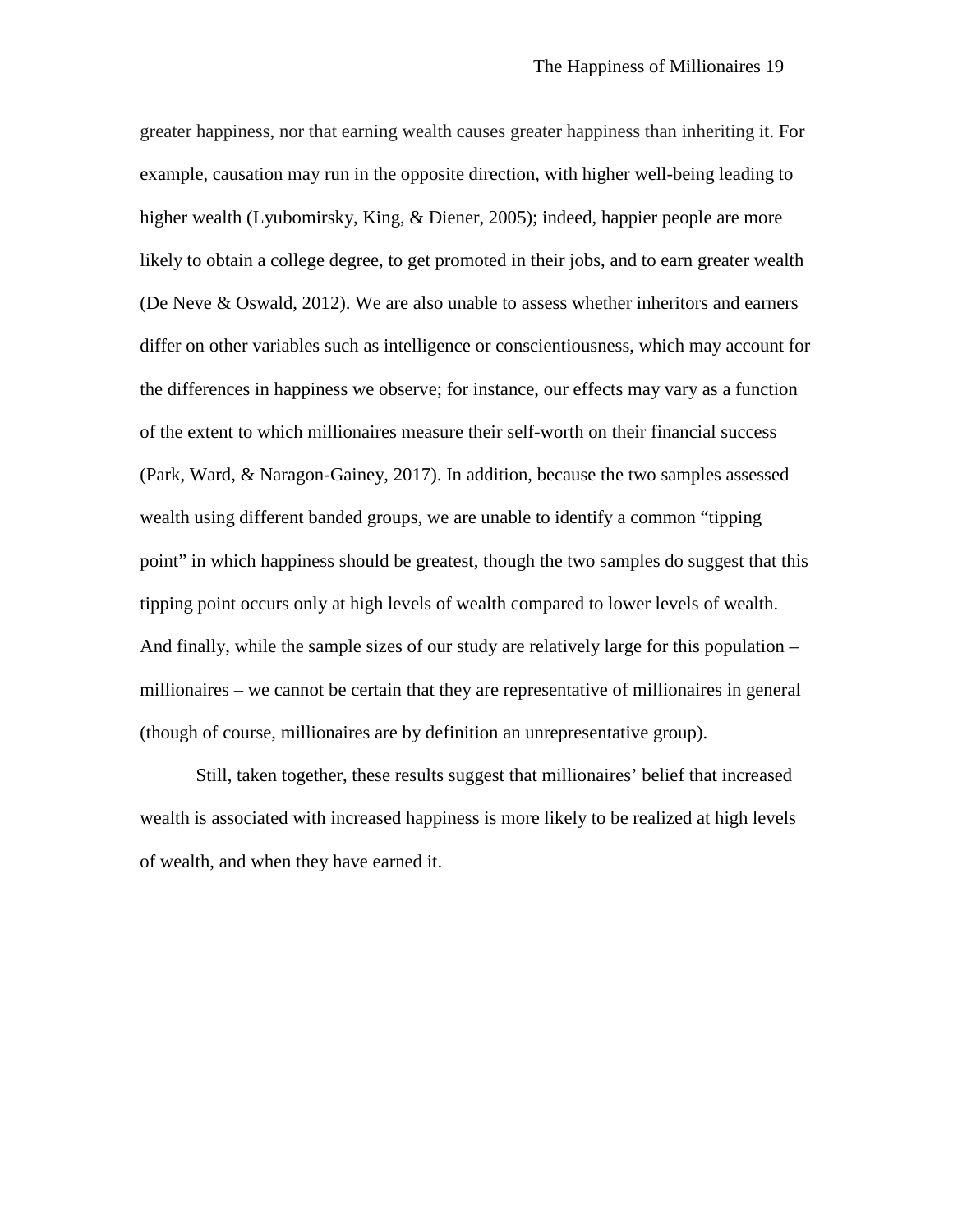greater happiness, nor that earning wealth causes greater happiness than inheriting it. For example, causation may run in the opposite direction, with higher well-being leading to higher wealth (Lyubomirsky, King, & Diener, 2005); indeed, happier people are more likely to obtain a college degree, to get promoted in their jobs, and to earn greater wealth (De Neve & Oswald, 2012). We are also unable to assess whether inheritors and earners differ on other variables such as intelligence or conscientiousness, which may account for the differences in happiness we observe; for instance, our effects may vary as a function of the extent to which millionaires measure their self-worth on their financial success (Park, Ward, & Naragon-Gainey, 2017). In addition, because the two samples assessed wealth using different banded groups, we are unable to identify a common "tipping point" in which happiness should be greatest, though the two samples do suggest that this tipping point occurs only at high levels of wealth compared to lower levels of wealth. And finally, while the sample sizes of our study are relatively large for this population – millionaires – we cannot be certain that they are representative of millionaires in general (though of course, millionaires are by definition an unrepresentative group).

Still, taken together, these results suggest that millionaires' belief that increased wealth is associated with increased happiness is more likely to be realized at high levels of wealth, and when they have earned it.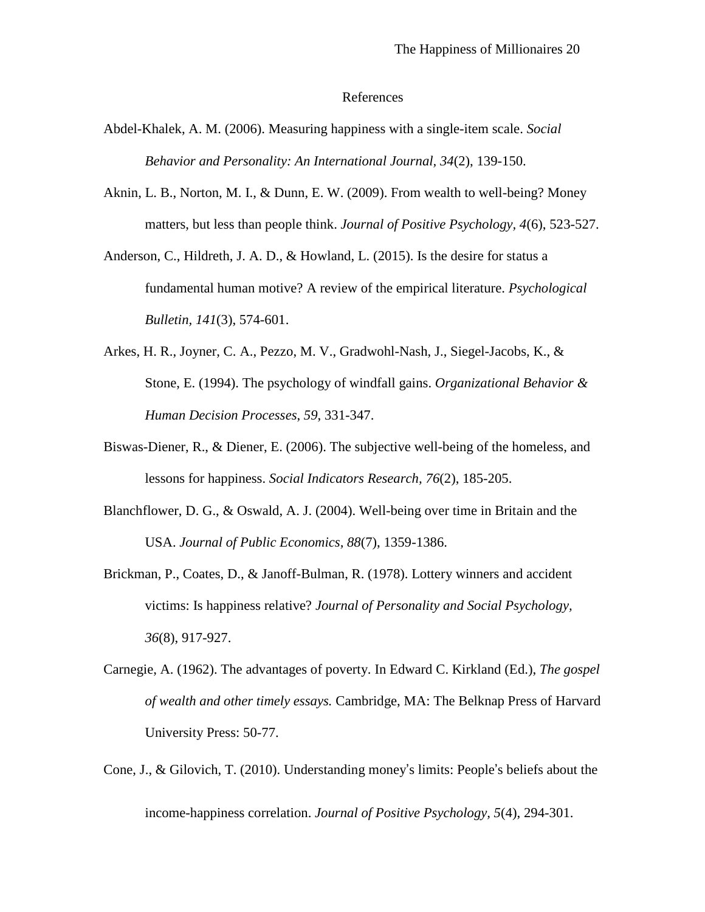References

Abdel-Khalek, A. M. (2006). Measuring happiness with a single-item scale. *Social Behavior and Personality: An International Journal, 34*(2), 139-150.

Aknin, L. B., Norton, M. I., & Dunn, E. W. (2009). From wealth to well-being? Money matters, but less than people think. *Journal of Positive Psychology*, *4*(6), 523-527.

Anderson, C., Hildreth, J. A. D., & Howland, L. (2015). Is the desire for status a fundamental human motive? A review of the empirical literature. *Psychological Bulletin, 141*(3), 574-601.

Arkes, H. R., Joyner, C. A., Pezzo, M. V., Gradwohl-Nash, J., Siegel-Jacobs, K., & Stone, E. (1994). The psychology of windfall gains. *Organizational Behavior & Human Decision Processes*, *59*, 331-347.

Biswas-Diener, R., & Diener, E. (2006). The subjective well-being of the homeless, and lessons for happiness. *Social Indicators Research, 76*(2), 185-205.

Blanchflower, D. G., & Oswald, A. J. (2004). Well-being over time in Britain and the USA. *Journal of Public Economics*, *88*(7), 1359-1386.

Brickman, P., Coates, D., & Janoff-Bulman, R. (1978). Lottery winners and accident victims: Is happiness relative? *Journal of Personality and Social Psychology, 36*(8), 917-927.

Carnegie, A. (1962). The advantages of poverty. In Edward C. Kirkland (Ed.), *The gospel of wealth and other timely essays.* Cambridge, MA: The Belknap Press of Harvard University Press: 50-77.

Cone, J., & Gilovich, T. (2010). Understanding money's limits: People's beliefs about the income-happiness correlation. *Journal of Positive Psychology, 5*(4), 294-301.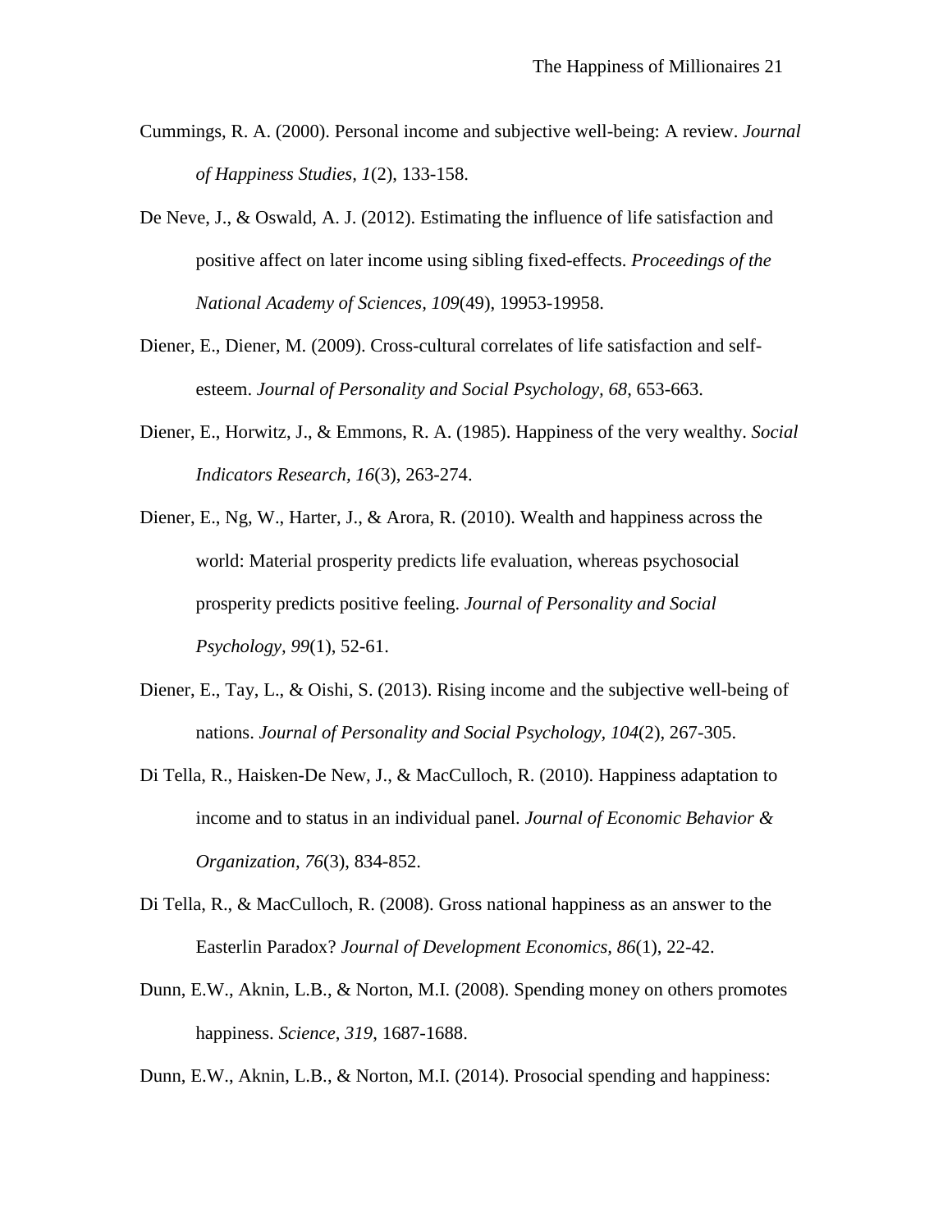Cummings, R. A. (2000). Personal income and subjective well-being: A review. *Journal of Happiness Studies, 1*(2), 133-158.

De Neve, J., & Oswald, A. J. (2012). Estimating the influence of life satisfaction and positive affect on later income using sibling fixed-effects. *Proceedings of the National Academy of Sciences, 109*(49), 19953-19958.

Diener, E., Diener, M. (2009). Cross-cultural correlates of life satisfaction and self-esteem. *Journal of Personality and Social Psychology, 68*, 653-663.

Diener, E., Horwitz, J., & Emmons, R. A. (1985). Happiness of the very wealthy. *Social Indicators Research, 16*(3), 263-274.

Diener, E., Ng, W., Harter, J., & Arora, R. (2010). Wealth and happiness across the world: Material prosperity predicts life evaluation, whereas psychosocial prosperity predicts positive feeling. *Journal of Personality and Social Psychology, 99*(1), 52-61.

Diener, E., Tay, L., & Oishi, S. (2013). Rising income and the subjective well-being of nations. *Journal of Personality and Social Psychology, 104*(2), 267-305.

Di Tella, R., Haisken-De New, J., & MacCulloch, R. (2010). Happiness adaptation to income and to status in an individual panel. *Journal of Economic Behavior & Organization, 76*(3), 834-852.

Di Tella, R., & MacCulloch, R. (2008). Gross national happiness as an answer to the Easterlin Paradox? *Journal of Development Economics, 86*(1), 22-42.

Dunn, E.W., Aknin, L.B., & Norton, M.I. (2008). Spending money on others promotes happiness. *Science*, *319*, 1687-1688.

Dunn, E.W., Aknin, L.B., & Norton, M.I. (2014). Prosocial spending and happiness: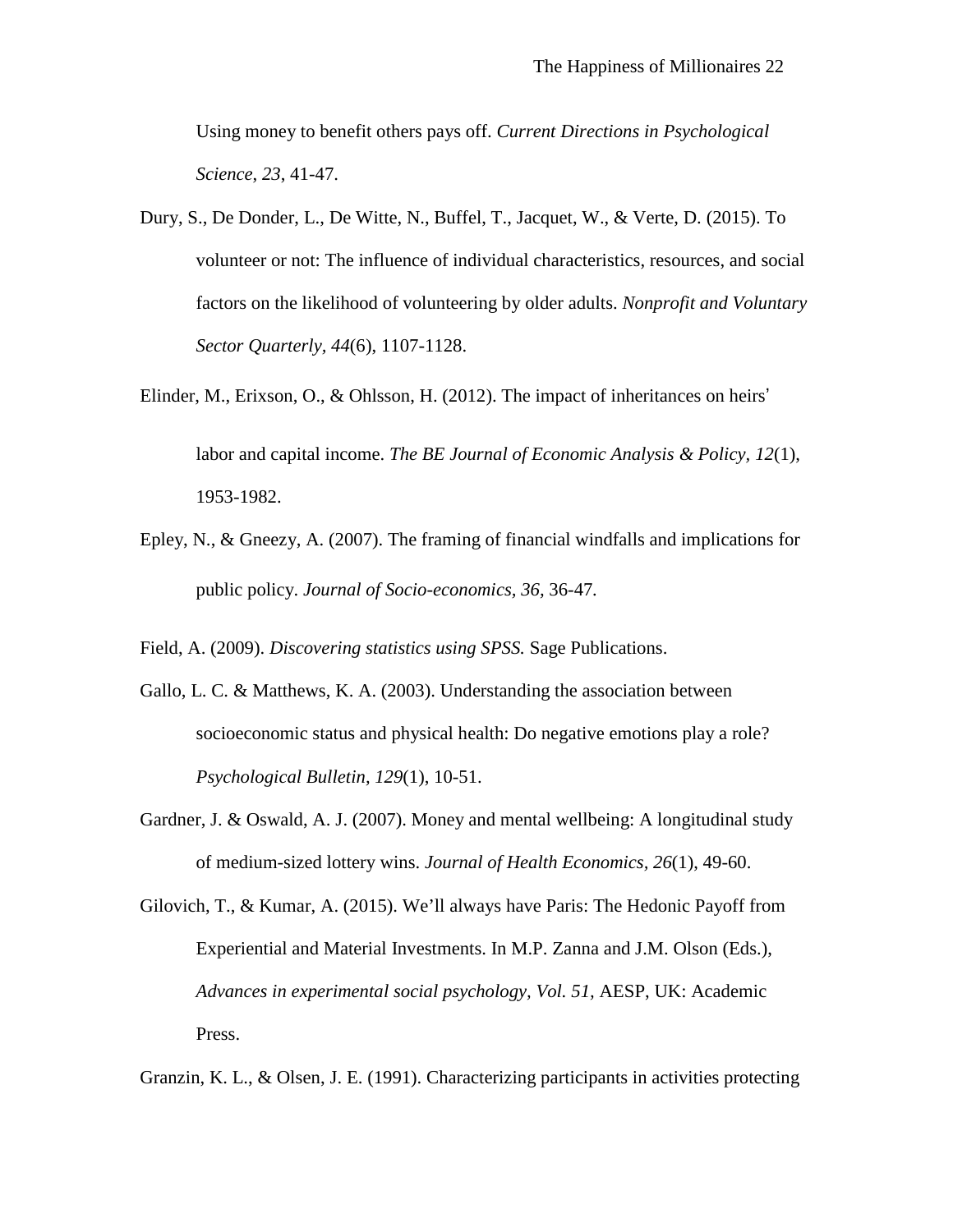Using money to benefit others pays off. *Current Directions in Psychological Science*, *23*, 41-47.

Dury, S., De Donder, L., De Witte, N., Buffel, T., Jacquet, W., & Verte, D. (2015). To volunteer or not: The influence of individual characteristics, resources, and social factors on the likelihood of volunteering by older adults. *Nonprofit and Voluntary Sector Quarterly*, *44*(6), 1107-1128.

Elinder, M., Erixson, O., & Ohlsson, H. (2012). The impact of inheritances on heirs' labor and capital income. *The BE Journal of Economic Analysis & Policy*, *12*(1), 1953-1982.

Epley, N., & Gneezy, A. (2007). The framing of financial windfalls and implications for public policy. *Journal of Socio-economics, 36*, 36-47.

Field, A. (2009). *Discovering statistics using SPSS.* Sage Publications.

Gallo, L. C. & Matthews, K. A. (2003). Understanding the association between socioeconomic status and physical health: Do negative emotions play a role? *Psychological Bulletin*, *129*(1), 10-51.

Gardner, J. & Oswald, A. J. (2007). Money and mental wellbeing: A longitudinal study of medium-sized lottery wins. *Journal of Health Economics*, *26*(1), 49-60.

Gilovich, T., & Kumar, A. (2015). We'll always have Paris: The Hedonic Payoff from Experiential and Material Investments. In M.P. Zanna and J.M. Olson (Eds.), *Advances in experimental social psychology, Vol. 51,* AESP, UK: Academic Press.

Granzin, K. L., & Olsen, J. E. (1991). Characterizing participants in activities protecting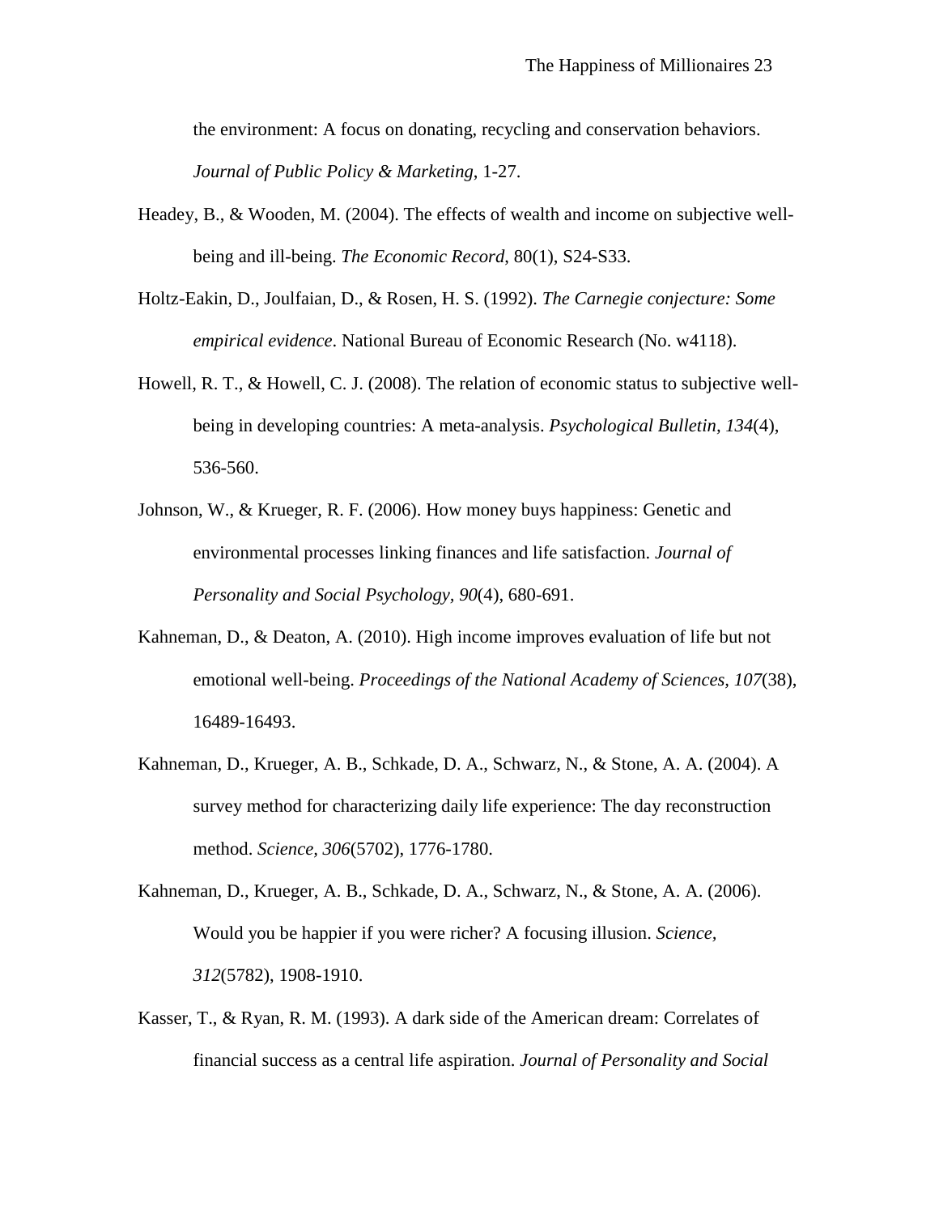the environment: A focus on donating, recycling and conservation behaviors. *Journal of Public Policy & Marketing*, 1-27.

Headey, B., & Wooden, M. (2004). The effects of wealth and income on subjective well-being and ill-being. *The Economic Record*, 80(1), S24-S33.

Holtz-Eakin, D., Joulfaian, D., & Rosen, H. S. (1992). *The Carnegie conjecture: Some empirical evidence*. National Bureau of Economic Research (No. w4118).

Howell, R. T., & Howell, C. J. (2008). The relation of economic status to subjective well-being in developing countries: A meta-analysis. *Psychological Bulletin, 134*(4), 536-560.

Johnson, W., & Krueger, R. F. (2006). How money buys happiness: Genetic and environmental processes linking finances and life satisfaction. *Journal of Personality and Social Psychology, 90*(4), 680-691.

Kahneman, D., & Deaton, A. (2010). High income improves evaluation of life but not emotional well-being. *Proceedings of the National Academy of Sciences, 107*(38), 16489-16493.

Kahneman, D., Krueger, A. B., Schkade, D. A., Schwarz, N., & Stone, A. A. (2004). A survey method for characterizing daily life experience: The day reconstruction method. *Science, 306*(5702), 1776-1780.

Kahneman, D., Krueger, A. B., Schkade, D. A., Schwarz, N., & Stone, A. A. (2006). Would you be happier if you were richer? A focusing illusion. *Science, 312*(5782), 1908-1910.

Kasser, T., & Ryan, R. M. (1993). A dark side of the American dream: Correlates of financial success as a central life aspiration. *Journal of Personality and Social*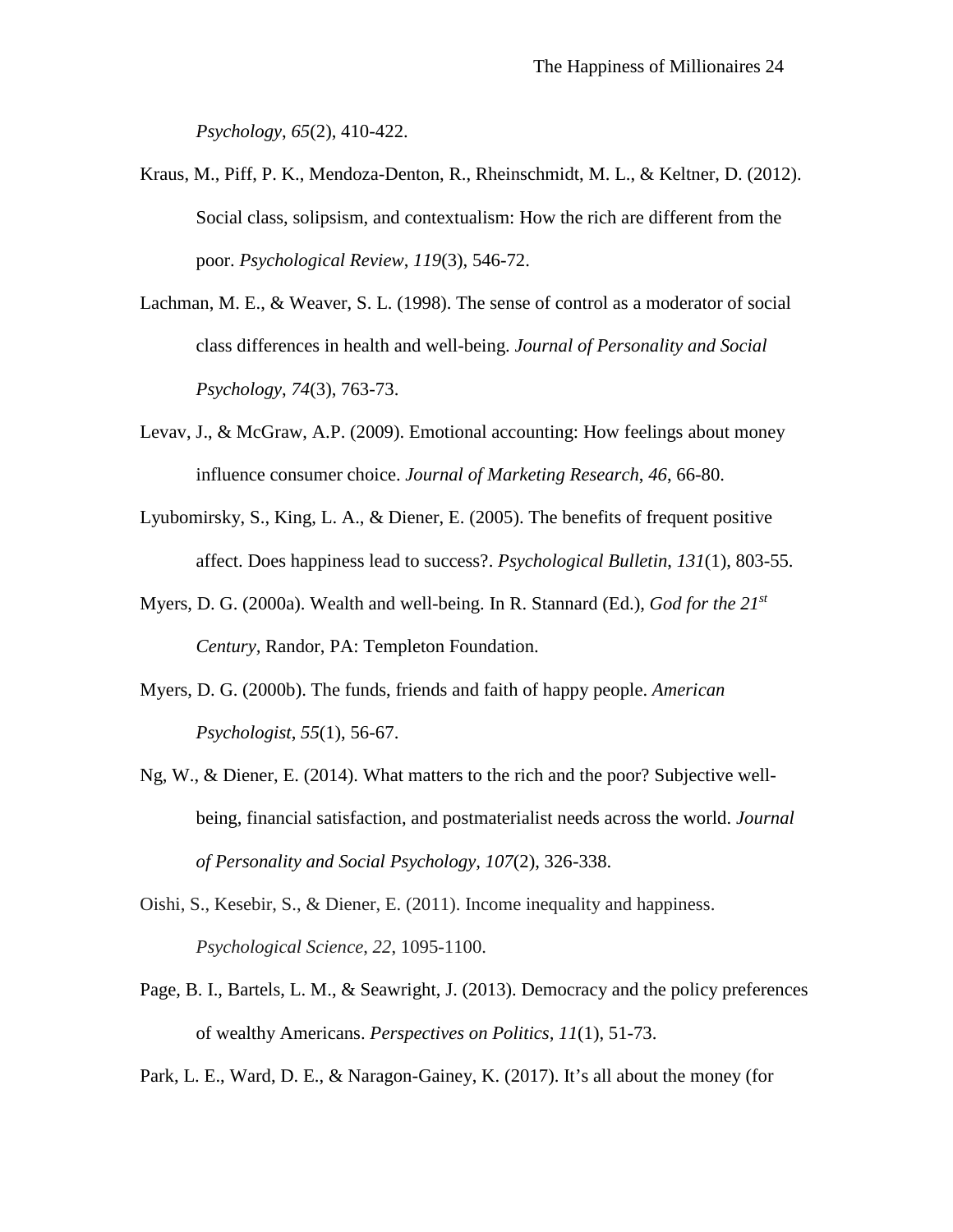*Psychology, 65*(2), 410-422.

Kraus, M., Piff, P. K., Mendoza-Denton, R., Rheinschmidt, M. L., & Keltner, D. (2012). Social class, solipsism, and contextualism: How the rich are different from the poor. *Psychological Review*, *119*(3), 546-72.

Lachman, M. E., & Weaver, S. L. (1998). The sense of control as a moderator of social class differences in health and well-being. *Journal of Personality and Social Psychology*, *74*(3), 763-73.

Levav, J., & McGraw, A.P. (2009). Emotional accounting: How feelings about money influence consumer choice. *Journal of Marketing Research*, *46*, 66-80.

Lyubomirsky, S., King, L. A., & Diener, E. (2005). The benefits of frequent positive affect. Does happiness lead to success?. *Psychological Bulletin*, *131*(1), 803-55.

Myers, D. G. (2000a). Wealth and well-being. In R. Stannard (Ed.), *God for the 21st Century*, Randor, PA: Templeton Foundation.

Myers, D. G. (2000b). The funds, friends and faith of happy people. *American Psychologist*, *55*(1), 56-67.

Ng, W., & Diener, E. (2014). What matters to the rich and the poor? Subjective well-being, financial satisfaction, and postmaterialist needs across the world. *Journal of Personality and Social Psychology, 107*(2), 326-338.

Oishi, S., Kesebir, S., & Diener, E. (2011). Income inequality and happiness. *Psychological Science, 22*, 1095-1100.

Page, B. I., Bartels, L. M., & Seawright, J. (2013). Democracy and the policy preferences of wealthy Americans. *Perspectives on Politics, 11*(1), 51-73.

Park, L. E., Ward, D. E., & Naragon-Gainey, K. (2017). It's all about the money (for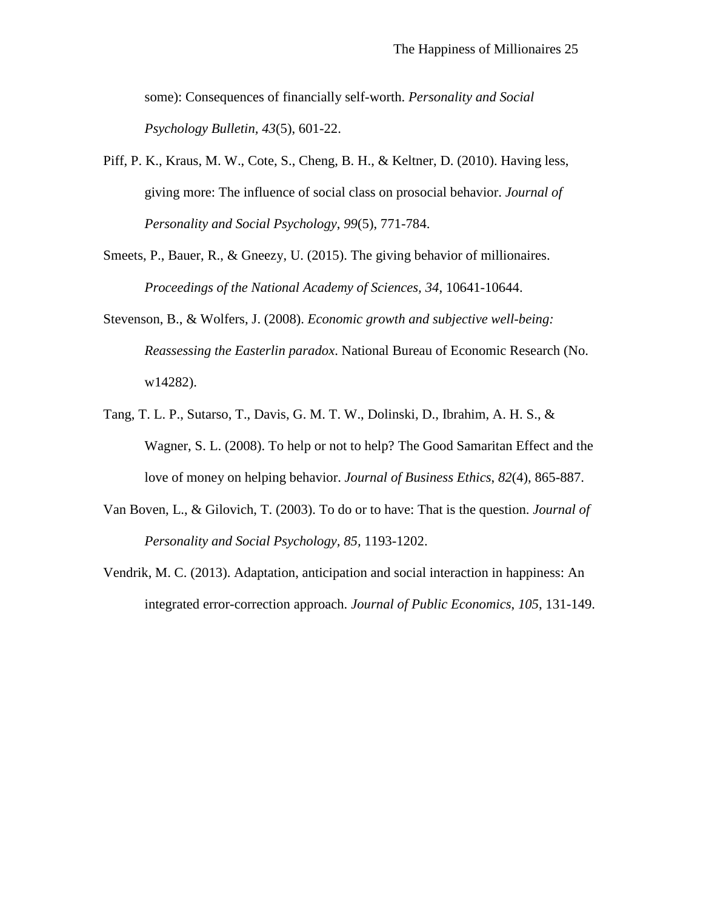some): Consequences of financially self-worth. *Personality and Social Psychology Bulletin, 43*(5), 601-22.

Piff, P. K., Kraus, M. W., Cote, S., Cheng, B. H., & Keltner, D. (2010). Having less, giving more: The influence of social class on prosocial behavior. *Journal of Personality and Social Psychology*, *99*(5), 771-784.

Smeets, P., Bauer, R., & Gneezy, U. (2015). The giving behavior of millionaires. *Proceedings of the National Academy of Sciences, 34*, 10641-10644.

Stevenson, B., & Wolfers, J. (2008). *Economic growth and subjective well-being: Reassessing the Easterlin paradox*. National Bureau of Economic Research (No. w14282).

Tang, T. L. P., Sutarso, T., Davis, G. M. T. W., Dolinski, D., Ibrahim, A. H. S., & Wagner, S. L. (2008). To help or not to help? The Good Samaritan Effect and the love of money on helping behavior. *Journal of Business Ethics*, *82*(4), 865-887.

Van Boven, L., & Gilovich, T. (2003). To do or to have: That is the question. *Journal of Personality and Social Psychology, 85*, 1193-1202.

Vendrik, M. C. (2013). Adaptation, anticipation and social interaction in happiness: An integrated error-correction approach. *Journal of Public Economics*, *105*, 131-149.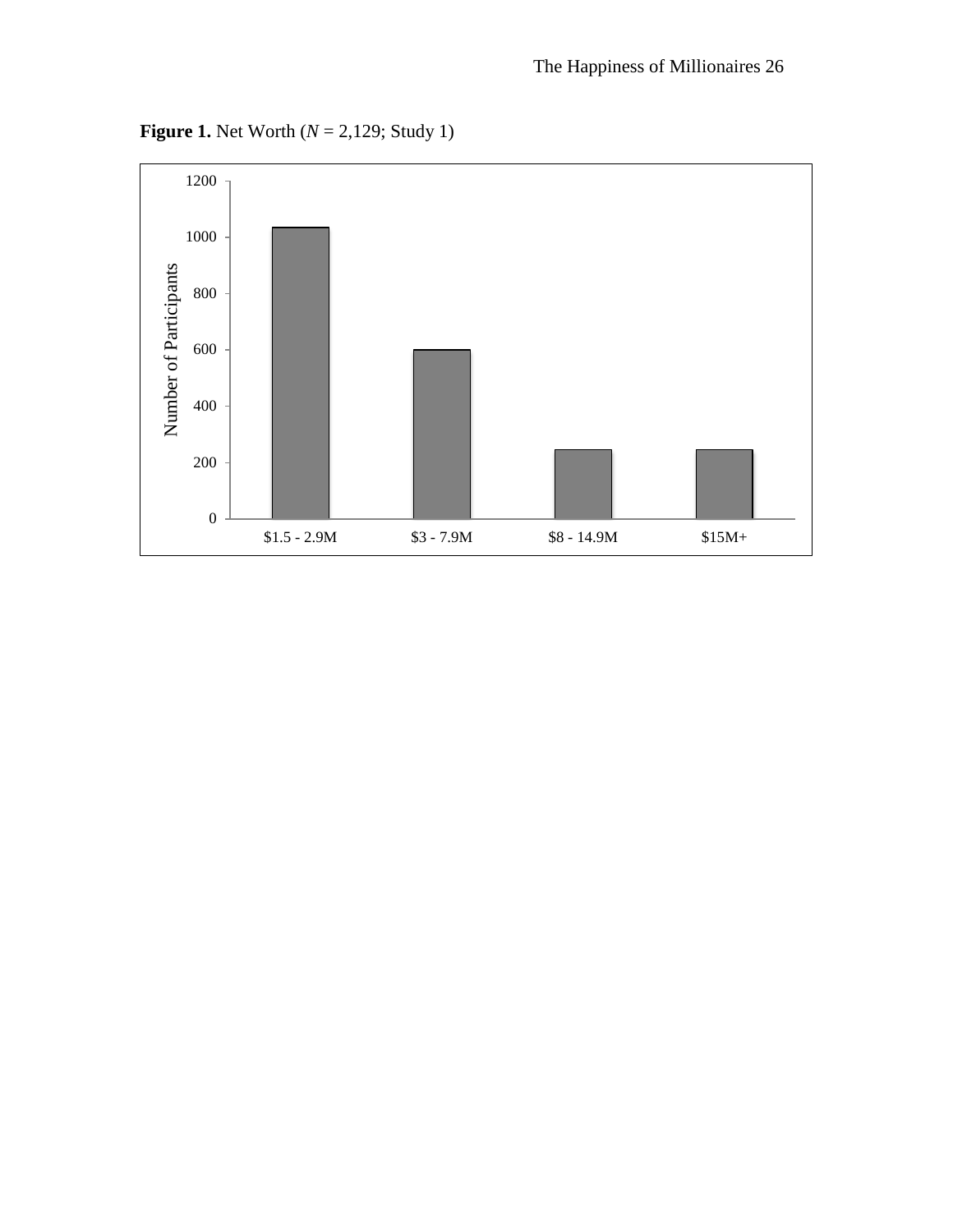**Figure 1.** Net Worth (*N* = 2,129; Study 1)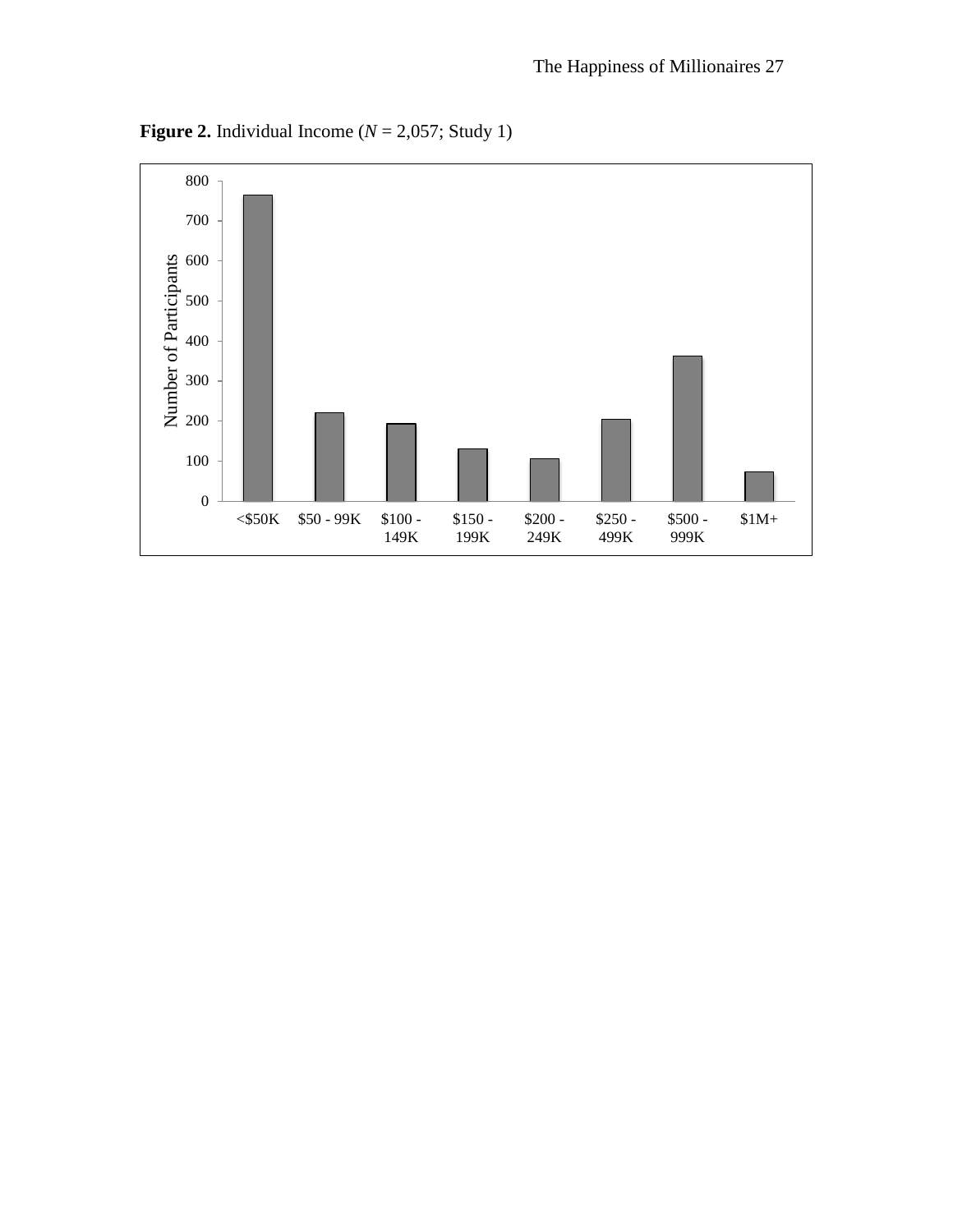**Figure 2.** Individual Income (*N* = 2,057; Study 1)

| Income | Number of Participants (approx.) |
|---|---|
| <$50K | 765 |
| $50 - 99K | 221 |
| $100 - 149K | 193 |
| $150 - 199K | 131 |
| $200 - 249K | 106 |
| $250 - 499K | 204 |
| $500 - 999K | 362 |
| $1M+ | 73 |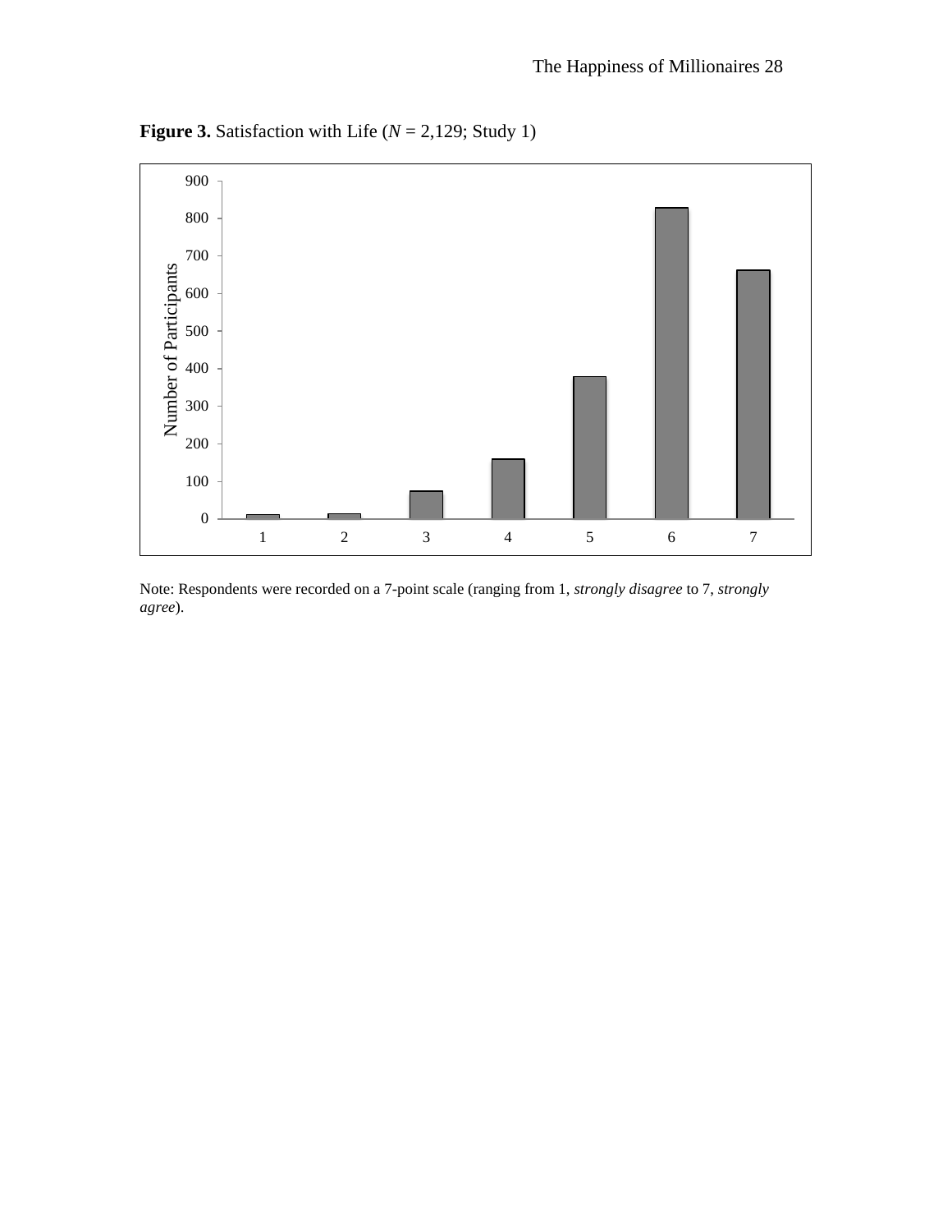**Figure 3.** Satisfaction with Life ($N$ = 2,129; Study 1)

Note: Respondents were recorded on a 7-point scale (ranging from 1, *strongly disagree* to 7, *strongly agree*).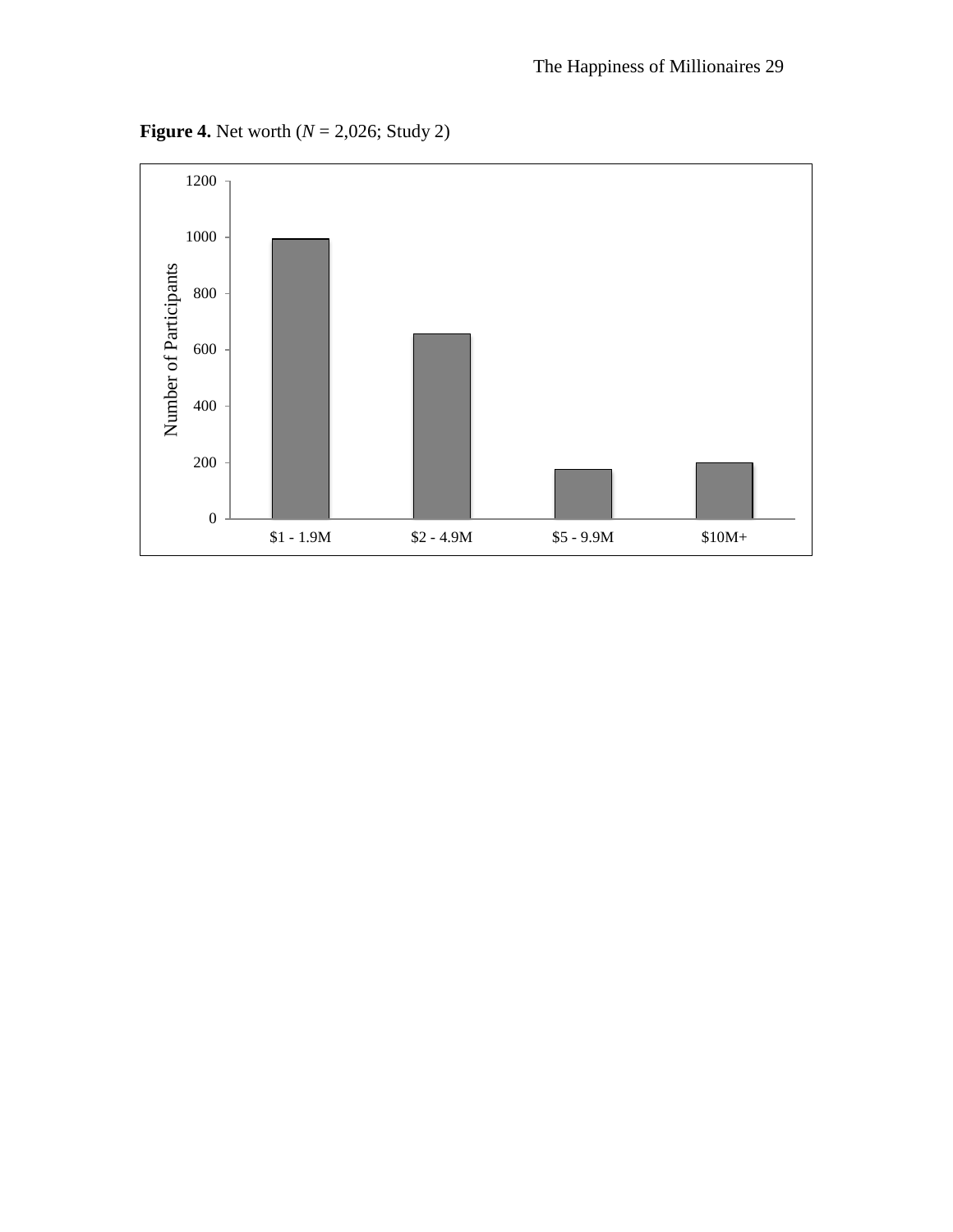**Figure 4.** Net worth (*N* = 2,026; Study 2)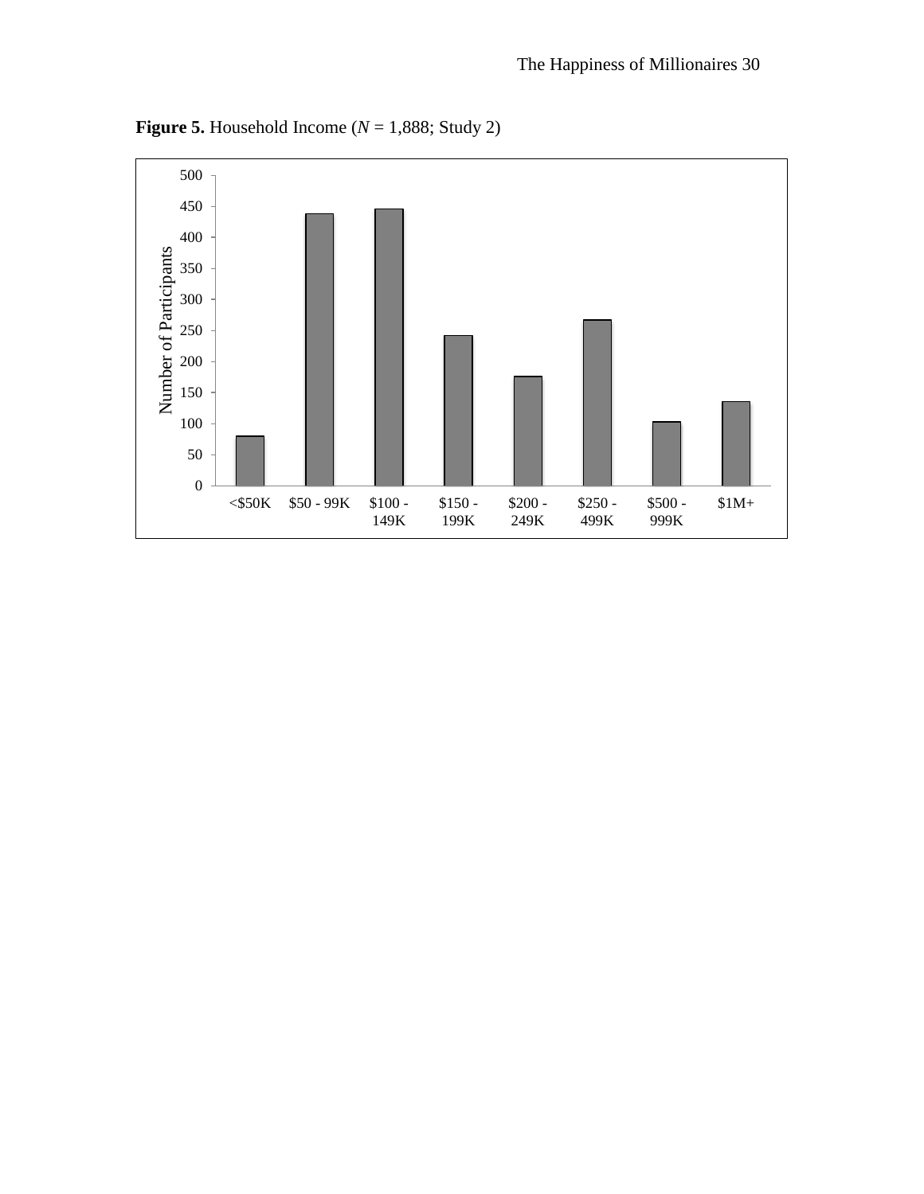**Figure 5.** Household Income (*N* = 1,888; Study 2)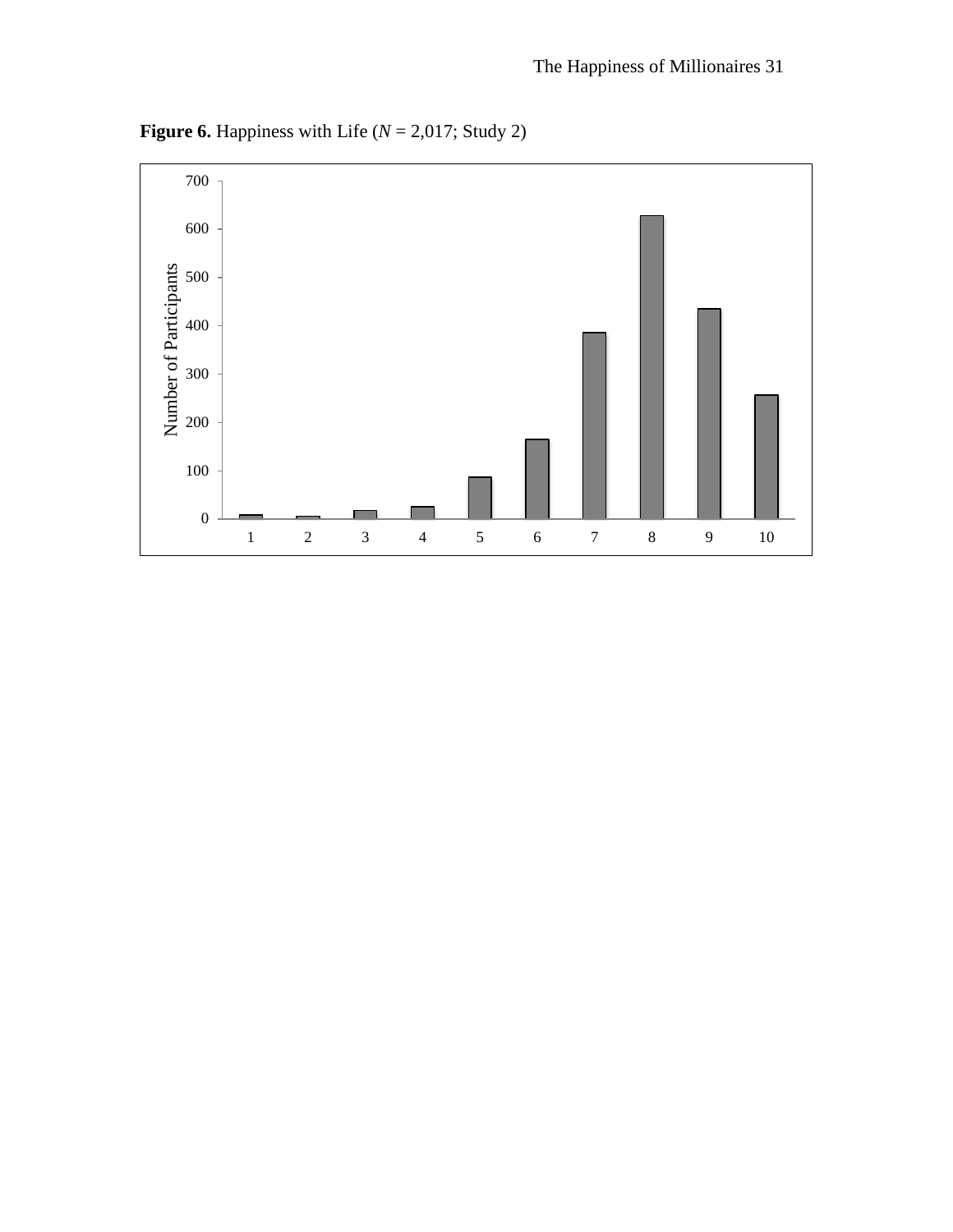**Figure 6.** Happiness with Life (*N* = 2,017; Study 2)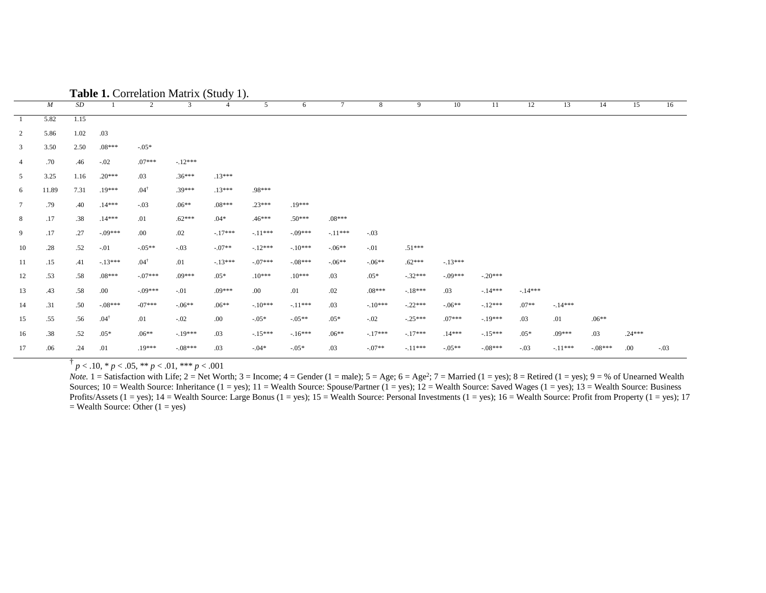**Table 1.** Correlation Matrix (Study 1).

| | *M* | *SD* | 1 | 2 | 3 | 4 | 5 | 6 | 7 | 8 | 9 | 10 | 11 | 12 | 13 | 14 | 15 | 16 |
|---|---|---|---|---|---|---|---|---|---|---|---|---|---|---|---|---|---|---|
| 1 | 5.82 | 1.15 | | | | | | | | | | | | | | | | |
| 2 | 5.86 | 1.02 | .03 | | | | | | | | | | | | | | | |
| 3 | 3.50 | 2.50 | .08*** | -.05* | | | | | | | | | | | | | | |
| 4 | .70 | .46 | -.02 | .07*** | -.12*** | | | | | | | | | | | | | |
| 5 | 3.25 | 1.16 | .20*** | .03 | .36*** | .13*** | | | | | | | | | | | | |
| 6 | 11.89 | 7.31 | .19*** | .04† | .39*** | .13*** | .98*** | | | | | | | | | | | |
| 7 | .79 | .40 | .14*** | -.03 | .06** | .08*** | .23*** | .19*** | | | | | | | | | | |
| 8 | .17 | .38 | .14*** | .01 | .62*** | .04* | .46*** | .50*** | .08*** | | | | | | | | | |
| 9 | .17 | .27 | -.09*** | .00 | .02 | -.17*** | -.11*** | -.09*** | -.11*** | -.03 | | | | | | | | |
| 10 | .28 | .52 | -.01 | -.05** | -.03 | -.07** | -.12*** | -.10*** | -.06** | -.01 | .51*** | | | | | | | |
| 11 | .15 | .41 | -.13*** | .04† | .01 | -.13*** | -.07*** | -.08*** | -.06** | -.06** | .62*** | -.13*** | | | | | | |
| 12 | .53 | .58 | .08*** | -.07*** | .09*** | .05* | .10*** | .10*** | .03 | .05* | -.32*** | -.09*** | -.20*** | | | | | |
| 13 | .43 | .58 | .00 | -.09*** | -.01 | .09*** | .00 | .01 | .02 | .08*** | -.18*** | .03 | -.14*** | -.14*** | | | | |
| 14 | .31 | .50 | -.08*** | -07*** | -.06** | .06** | -.10*** | -.11*** | .03 | -.10*** | -.22*** | -.06** | -.12*** | .07** | -.14*** | | | |
| 15 | .55 | .56 | .04† | .01 | -.02 | .00 | -.05* | -.05** | .05* | -.02 | -.25*** | .07*** | -.19*** | .03 | .01 | .06** | | |
| 16 | .38 | .52 | .05* | .06** | -.19*** | .03 | -.15*** | -.16*** | .06** | -.17*** | -.17*** | .14*** | -.15*** | .05* | .09*** | .03 | .24*** | |
| 17 | .06 | .24 | .01 | .19*** | -.08*** | .03 | -.04* | -.05* | .03 | -.07** | -.11*** | -.05** | -.08*** | -.03 | -.11*** | -.08*** | .00 | -.03 |

† $p < .10$, * $p < .05$, ** $p < .01$, *** $p < .001$

*Note.* 1 = Satisfaction with Life; 2 = Net Worth; 3 = Income; 4 = Gender (1 = male); 5 = Age; 6 = Age$^2$; 7 = Married (1 = yes); 8 = Retired (1 = yes); 9 = % of Unearned Wealth Sources; 10 = Wealth Source: Inheritance (1 = yes); 11 = Wealth Source: Spouse/Partner (1 = yes); 12 = Wealth Source: Saved Wages (1 = yes); 13 = Wealth Source: Business Profits/Assets (1 = yes); 14 = Wealth Source: Large Bonus (1 = yes); 15 = Wealth Source: Personal Investments (1 = yes); 16 = Wealth Source: Profit from Property (1 = yes); 17 = Wealth Source: Other (1 = yes)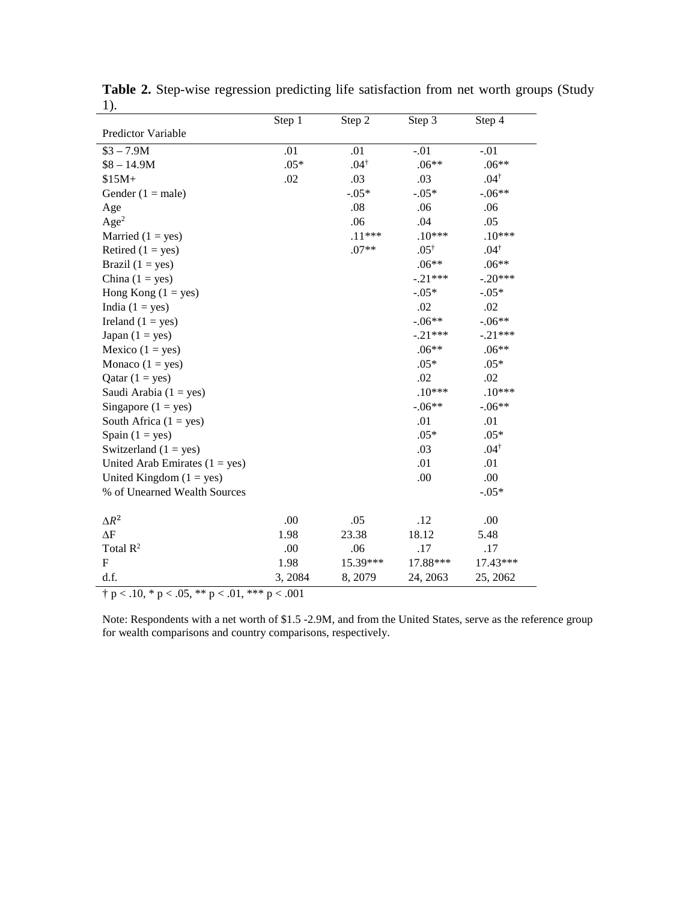**Table 2.** Step-wise regression predicting life satisfaction from net worth groups (Study 1).

| Predictor Variable | Step 1 | Step 2 | Step 3 | Step 4 |
|---|---|---|---|---|
| $3 – 7.9M | .01 | .01 | -.01 | -.01 |
| $8 – 14.9M | .05* | .04† | .06** | .06** |
| $15M+ | .02 | .03 | .03 | .04† |
| Gender (1 = male) | | -.05* | -.05* | -.06** |
| Age | | .08 | .06 | .06 |
| Age$^2$ | | .06 | .04 | .05 |
| Married (1 = yes) | | .11*** | .10*** | .10*** |
| Retired (1 = yes) | | .07** | .05† | .04† |
| Brazil (1 = yes) | | | .06** | .06** |
| China (1 = yes) | | | -.21*** | -.20*** |
| Hong Kong (1 = yes) | | | -.05* | -.05* |
| India (1 = yes) | | | .02 | .02 |
| Ireland (1 = yes) | | | -.06** | -.06** |
| Japan (1 = yes) | | | -.21*** | -.21*** |
| Mexico (1 = yes) | | | .06** | .06** |
| Monaco (1 = yes) | | | .05* | .05* |
| Qatar (1 = yes) | | | .02 | .02 |
| Saudi Arabia (1 = yes) | | | .10*** | .10*** |
| Singapore (1 = yes) | | | -.06** | -.06** |
| South Africa (1 = yes) | | | .01 | .01 |
| Spain (1 = yes) | | | .05* | .05* |
| Switzerland (1 = yes) | | | .03 | .04† |
| United Arab Emirates (1 = yes) | | | .01 | .01 |
| United Kingdom (1 = yes) | | | .00 | .00 |
| % of Unearned Wealth Sources | | | | -.05* |
| $\Delta R^2$ | .00 | .05 | .12 | .00 |
| ΔF | 1.98 | 23.38 | 18.12 | 5.48 |
| Total $R^2$ | .00 | .06 | .17 | .17 |
| F | 1.98 | 15.39*** | 17.88*** | 17.43*** |
| d.f. | 3, 2084 | 8, 2079 | 24, 2063 | 25, 2062 |

† $p < .10$, * $p < .05$, ** $p < .01$, *** $p < .001$

Note: Respondents with a net worth of $1.5 -2.9M, and from the United States, serve as the reference group for wealth comparisons and country comparisons, respectively.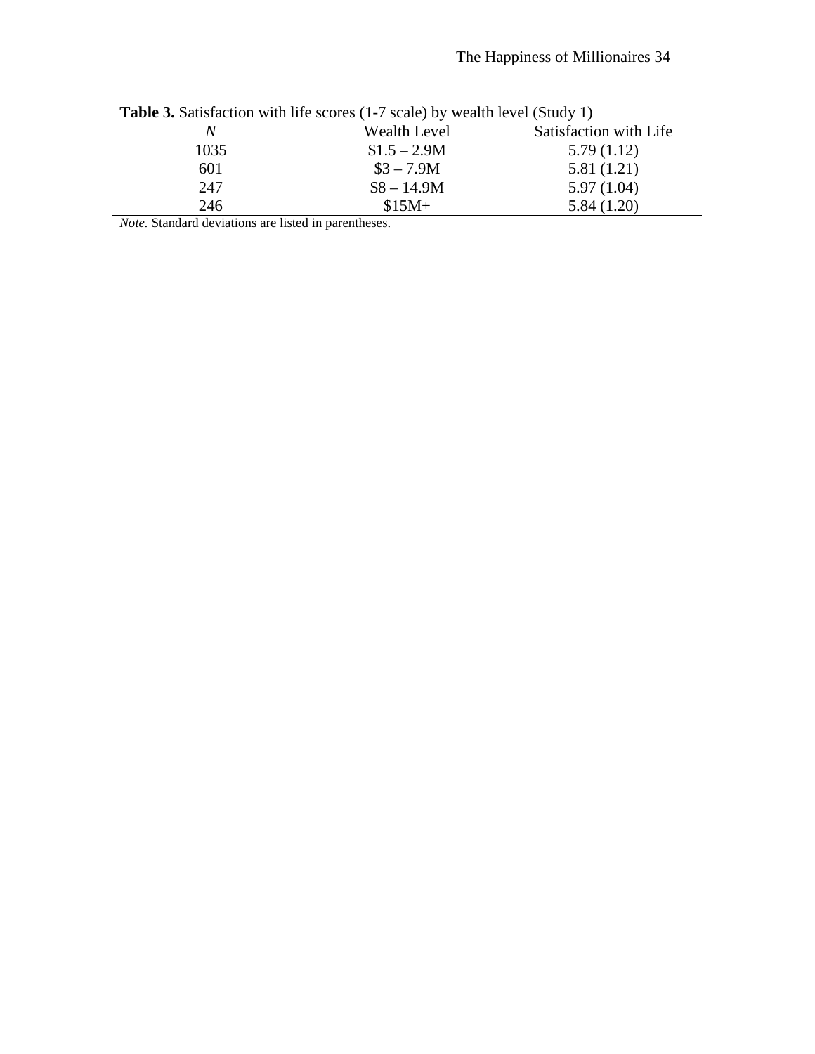**Table 3.** Satisfaction with life scores (1-7 scale) by wealth level (Study 1)

| *N* | Wealth Level | Satisfaction with Life |
|---|---|---|
| 1035 | $1.5 – 2.9M | 5.79 (1.12) |
| 601 | $3 – 7.9M | 5.81 (1.21) |
| 247 | $8 – 14.9M | 5.97 (1.04) |
| 246 | $15M+ | 5.84 (1.20) |

*Note.* Standard deviations are listed in parentheses.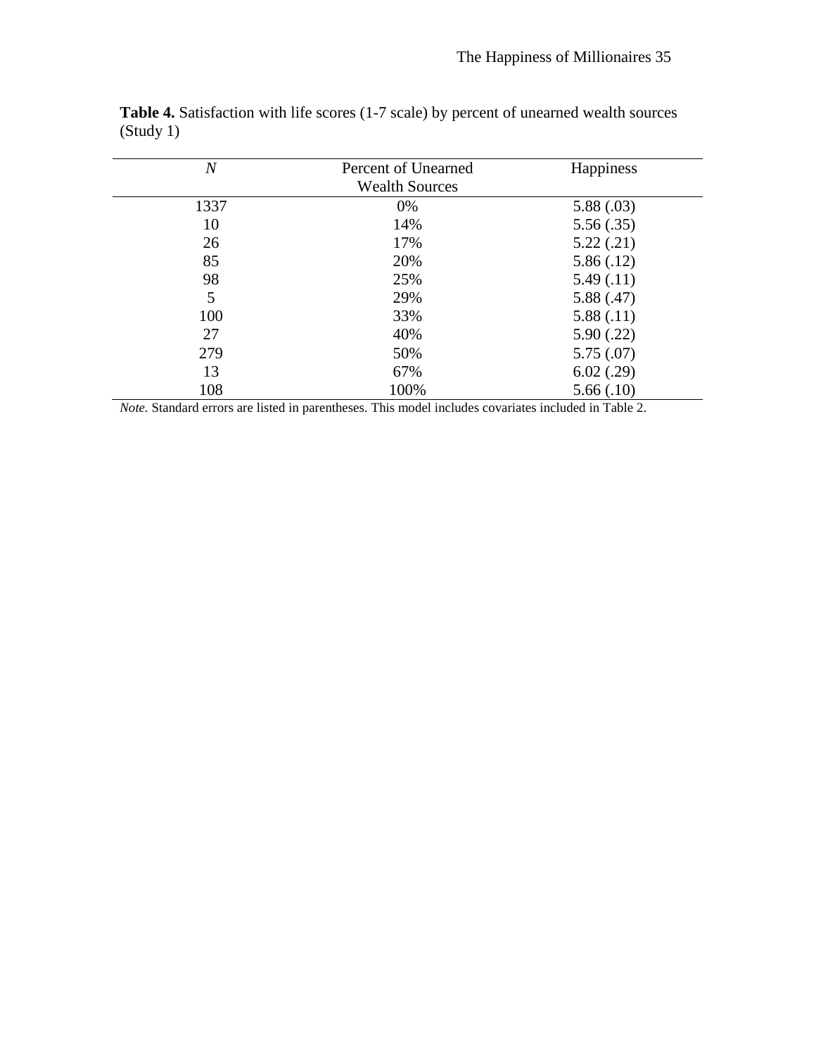**Table 4.** Satisfaction with life scores (1-7 scale) by percent of unearned wealth sources (Study 1)

| *N* | Percent of Unearned Wealth Sources | Happiness |
|---|---|---|
| 1337 | 0% | 5.88 (.03) |
| 10 | 14% | 5.56 (.35) |
| 26 | 17% | 5.22 (.21) |
| 85 | 20% | 5.86 (.12) |
| 98 | 25% | 5.49 (.11) |
| 5 | 29% | 5.88 (.47) |
| 100 | 33% | 5.88 (.11) |
| 27 | 40% | 5.90 (.22) |
| 279 | 50% | 5.75 (.07) |
| 13 | 67% | 6.02 (.29) |
| 108 | 100% | 5.66 (.10) |

*Note.* Standard errors are listed in parentheses. This model includes covariates included in Table 2.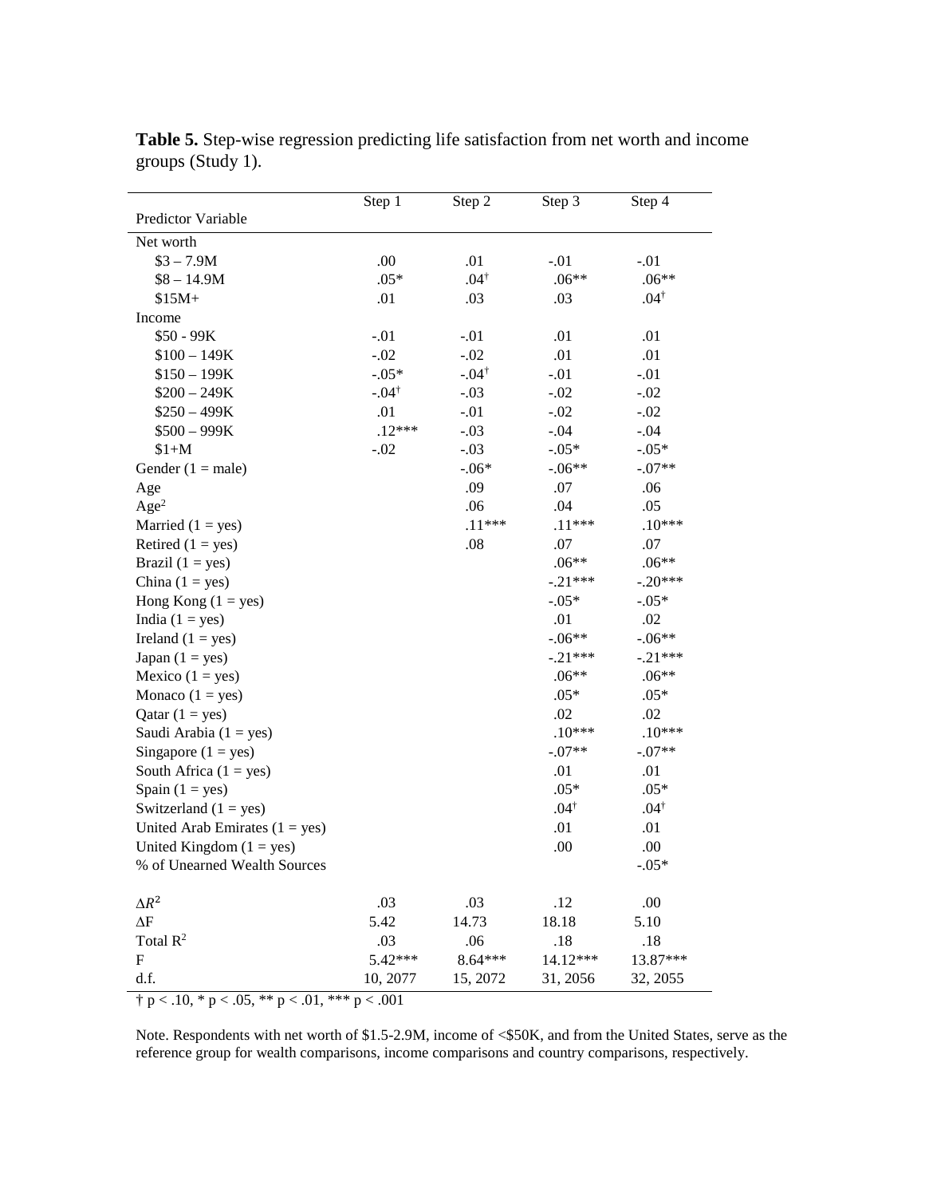**Table 5.** Step-wise regression predicting life satisfaction from net worth and income groups (Study 1).

| Predictor Variable | Step 1 | Step 2 | Step 3 | Step 4 |
|---|---|---|---|---|
| Net worth | | | | |
| $3 – 7.9M | .00 | .01 | -.01 | -.01 |
| $8 – 14.9M | .05* | .04† | .06** | .06** |
| $15M+ | .01 | .03 | .03 | .04† |
| Income | | | | |
| $50 - 99K | -.01 | -.01 | .01 | .01 |
| $100 – 149K | -.02 | -.02 | .01 | .01 |
| $150 – 199K | -.05* | -.04† | -.01 | -.01 |
| $200 – 249K | -.04† | -.03 | -.02 | -.02 |
| $250 – 499K | .01 | -.01 | -.02 | -.02 |
| $500 – 999K | .12*** | -.03 | -.04 | -.04 |
| $1+M | -.02 | -.03 | -.05* | -.05* |
| Gender (1 = male) | | -.06* | -.06** | -.07** |
| Age | | .09 | .07 | .06 |
| Age$^2$ | | .06 | .04 | .05 |
| Married (1 = yes) | | .11*** | .11*** | .10*** |
| Retired (1 = yes) | | .08 | .07 | .07 |
| Brazil (1 = yes) | | | .06** | .06** |
| China (1 = yes) | | | -.21*** | -.20*** |
| Hong Kong (1 = yes) | | | -.05* | -.05* |
| India (1 = yes) | | | .01 | .02 |
| Ireland (1 = yes) | | | -.06** | -.06** |
| Japan (1 = yes) | | | -.21*** | -.21*** |
| Mexico (1 = yes) | | | .06** | .06** |
| Monaco (1 = yes) | | | .05* | .05* |
| Qatar (1 = yes) | | | .02 | .02 |
| Saudi Arabia (1 = yes) | | | .10*** | .10*** |
| Singapore (1 = yes) | | | -.07** | -.07** |
| South Africa (1 = yes) | | | .01 | .01 |
| Spain (1 = yes) | | | .05* | .05* |
| Switzerland (1 = yes) | | | .04† | .04† |
| United Arab Emirates (1 = yes) | | | .01 | .01 |
| United Kingdom (1 = yes) | | | .00 | .00 |
| % of Unearned Wealth Sources | | | | -.05* |
| $\Delta R^2$ | .03 | .03 | .12 | .00 |
| ΔF | 5.42 | 14.73 | 18.18 | 5.10 |
| Total $R^2$ | .03 | .06 | .18 | .18 |
| F | 5.42*** | 8.64*** | 14.12*** | 13.87*** |
| d.f. | 10, 2077 | 15, 2072 | 31, 2056 | 32, 2055 |

† $p < .10$, * $p < .05$, ** $p < .01$, *** $p < .001$

Note. Respondents with net worth of $1.5-2.9M, income of <$50K, and from the United States, serve as the reference group for wealth comparisons, income comparisons and country comparisons, respectively.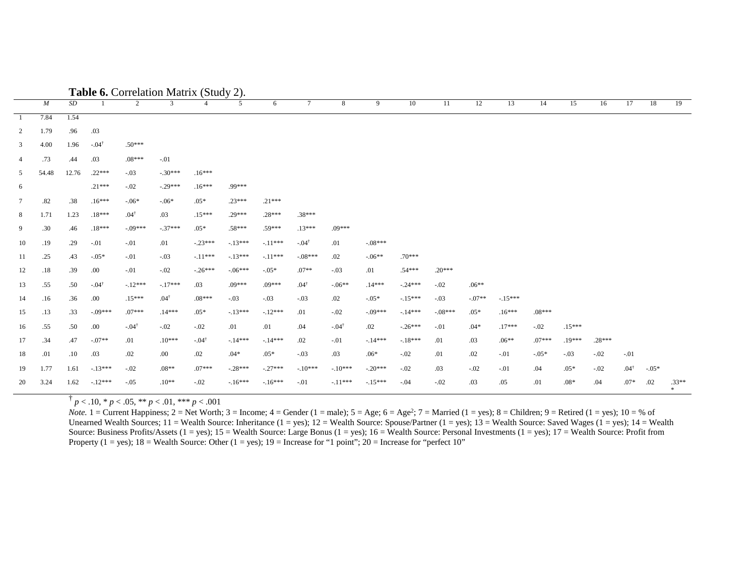**Table 6.** Correlation Matrix (Study 2).

| | *M* | *SD* | 1 | 2 | 3 | 4 | 5 | 6 | 7 | 8 | 9 | 10 | 11 | 12 | 13 | 14 | 15 | 16 | 17 | 18 | 19 |
|---|---|---|---|---|---|---|---|---|---|---|---|---|---|---|---|---|---|---|---|---|---|
| 1 | 7.84 | 1.54 | | | | | | | | | | | | | | | | | | | |
| 2 | 1.79 | .96 | .03 | | | | | | | | | | | | | | | | | | |
| 3 | 4.00 | 1.96 | -.04† | .50*** | | | | | | | | | | | | | | | | | |
| 4 | .73 | .44 | .03 | .08*** | -.01 | | | | | | | | | | | | | | | | |
| 5 | 54.48 | 12.76 | .22*** | -.03 | -.30*** | .16*** | | | | | | | | | | | | | | | |
| 6 | | | .21*** | -.02 | -.29*** | .16*** | .99*** | | | | | | | | | | | | | | |
| 7 | .82 | .38 | .16*** | -.06* | -.06* | .05* | .23*** | .21*** | | | | | | | | | | | | | |
| 8 | 1.71 | 1.23 | .18*** | .04† | .03 | .15*** | .29*** | .28*** | .38*** | | | | | | | | | | | | |
| 9 | .30 | .46 | .18*** | -.09*** | -.37*** | .05* | .58*** | .59*** | .13*** | .09*** | | | | | | | | | | | |
| 10 | .19 | .29 | -.01 | -.01 | .01 | -.23*** | -.13*** | -.11*** | -.04† | .01 | -.08*** | | | | | | | | | | |
| 11 | .25 | .43 | -.05* | -.01 | -.03 | -.11*** | -.13*** | -.11*** | -.08*** | .02 | -.06** | .70*** | | | | | | | | | |
| 12 | .18 | .39 | .00 | -.01 | -.02 | -.26*** | -.06*** | -.05* | .07** | -.03 | .01 | .54*** | .20*** | | | | | | | | |
| 13 | .55 | .50 | -.04† | -.12*** | -.17*** | .03 | .09*** | .09*** | .04† | -.06** | .14*** | -.24*** | -.02 | .06** | | | | | | | |
| 14 | .16 | .36 | .00 | .15*** | .04† | .08*** | -.03 | -.03 | -.03 | .02 | -.05* | -.15*** | -.03 | -.07** | -.15*** | | | | | | |
| 15 | .13 | .33 | -.09*** | .07*** | .14*** | .05* | -.13*** | -.12*** | .01 | -.02 | -.09*** | -.14*** | -.08*** | .05* | .16*** | .08*** | | | | | |
| 16 | .55 | .50 | .00 | -.04† | -.02 | -.02 | .01 | .01 | .04 | -.04† | .02 | -.26*** | -.01 | .04* | .17*** | -.02 | .15*** | | | | |
| 17 | .34 | .47 | -.07** | .01 | .10*** | -.04† | -.14*** | -.14*** | .02 | -.01 | -.14*** | -.18*** | .01 | .03 | .06** | .07*** | .19*** | .28*** | | | |
| 18 | .01 | .10 | .03 | .02 | .00 | .02 | .04* | .05* | -.03 | .03 | .06* | -.02 | .01 | .02 | -.01 | -.05* | -.03 | -.02 | -.01 | | |
| 19 | 1.77 | 1.61 | -.13*** | -.02 | .08** | .07*** | -.28*** | -.27*** | -.10*** | -.10*** | -.20*** | -.02 | .03 | -.02 | -.01 | .04 | .05* | -.02 | .04† | -.05* | |
| 20 | 3.24 | 1.62 | -.12*** | -.05 | .10** | -.02 | -.16*** | -.16*** | -.01 | -.11*** | -.15*** | -.04 | -.02 | .03 | .05 | .01 | .08* | .04 | .07* | .02 | .33*** |

† $p < .10$, * $p < .05$, ** $p < .01$, *** $p < .001$

*Note.* 1 = Current Happiness; 2 = Net Worth; 3 = Income; 4 = Gender (1 = male); 5 = Age; 6 = Age$^2$; 7 = Married (1 = yes); 8 = Children; 9 = Retired (1 = yes); 10 = % of Unearned Wealth Sources; 11 = Wealth Source: Inheritance (1 = yes); 12 = Wealth Source: Spouse/Partner (1 = yes); 13 = Wealth Source: Saved Wages (1 = yes); 14 = Wealth Source: Business Profits/Assets (1 = yes); 15 = Wealth Source: Large Bonus (1 = yes); 16 = Wealth Source: Personal Investments (1 = yes); 17 = Wealth Source: Profit from Property (1 = yes); 18 = Wealth Source: Other (1 = yes); 19 = Increase for "1 point"; 20 = Increase for "perfect 10"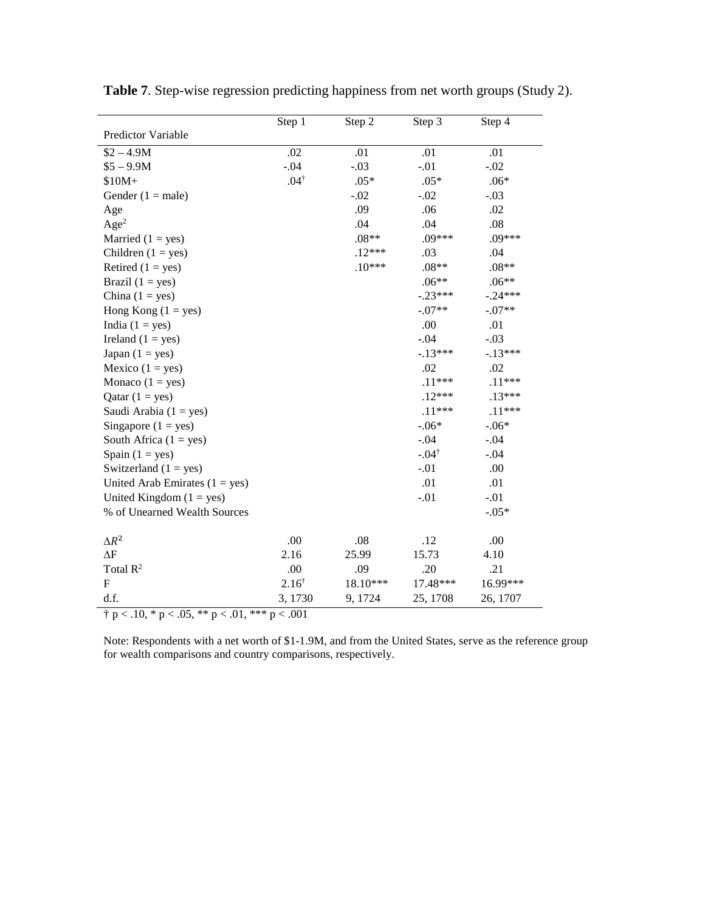**Table 7**. Step-wise regression predicting happiness from net worth groups (Study 2).

| Predictor Variable | Step 1 | Step 2 | Step 3 | Step 4 |
|---|---|---|---|---|
| $2 – 4.9M | .02 | .01 | .01 | .01 |
| $5 – 9.9M | -.04 | -.03 | -.01 | -.02 |
| $10M+ | .04† | .05* | .05* | .06* |
| Gender (1 = male) | | -.02 | -.02 | -.03 |
| Age | | .09 | .06 | .02 |
| Age$^2$ | | .04 | .04 | .08 |
| Married (1 = yes) | | .08** | .09*** | .09*** |
| Children (1 = yes) | | .12*** | .03 | .04 |
| Retired (1 = yes) | | .10*** | .08** | .08** |
| Brazil (1 = yes) | | | .06** | .06** |
| China (1 = yes) | | | -.23*** | -.24*** |
| Hong Kong (1 = yes) | | | -.07** | -.07** |
| India (1 = yes) | | | .00 | .01 |
| Ireland (1 = yes) | | | -.04 | -.03 |
| Japan (1 = yes) | | | -.13*** | -.13*** |
| Mexico (1 = yes) | | | .02 | .02 |
| Monaco (1 = yes) | | | .11*** | .11*** |
| Qatar (1 = yes) | | | .12*** | .13*** |
| Saudi Arabia (1 = yes) | | | .11*** | .11*** |
| Singapore (1 = yes) | | | -.06* | -.06* |
| South Africa (1 = yes) | | | -.04 | -.04 |
| Spain (1 = yes) | | | -.04† | -.04 |
| Switzerland (1 = yes) | | | -.01 | .00 |
| United Arab Emirates (1 = yes) | | | .01 | .01 |
| United Kingdom (1 = yes) | | | -.01 | -.01 |
| % of Unearned Wealth Sources | | | | -.05* |
| $\Delta R^2$ | .00 | .08 | .12 | .00 |
| ΔF | 2.16 | 25.99 | 15.73 | 4.10 |
| Total $R^2$ | .00 | .09 | .20 | .21 |
| F | 2.16† | 18.10*** | 17.48*** | 16.99*** |
| d.f. | 3, 1730 | 9, 1724 | 25, 1708 | 26, 1707 |

† $p < .10$, * $p < .05$, ** $p < .01$, *** $p < .001$

Note: Respondents with a net worth of $1-1.9M, and from the United States, serve as the reference group for wealth comparisons and country comparisons, respectively.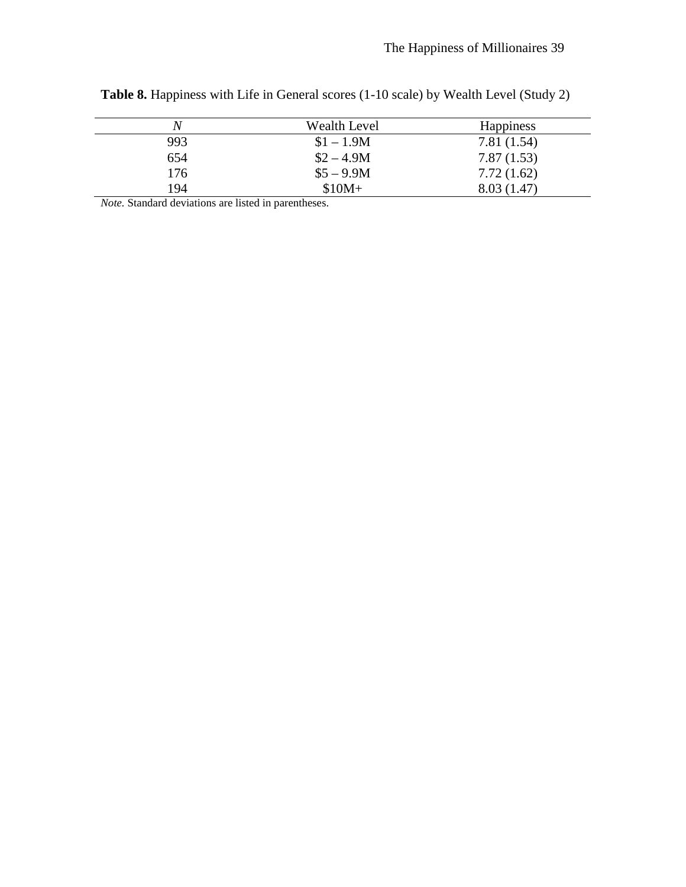**Table 8.** Happiness with Life in General scores (1-10 scale) by Wealth Level (Study 2)

| *N* | Wealth Level | Happiness |
|---|---|---|
| 993 | $1 – 1.9M | 7.81 (1.54) |
| 654 | $2 – 4.9M | 7.87 (1.53) |
| 176 | $5 – 9.9M | 7.72 (1.62) |
| 194 | $10M+ | 8.03 (1.47) |

*Note.* Standard deviations are listed in parentheses.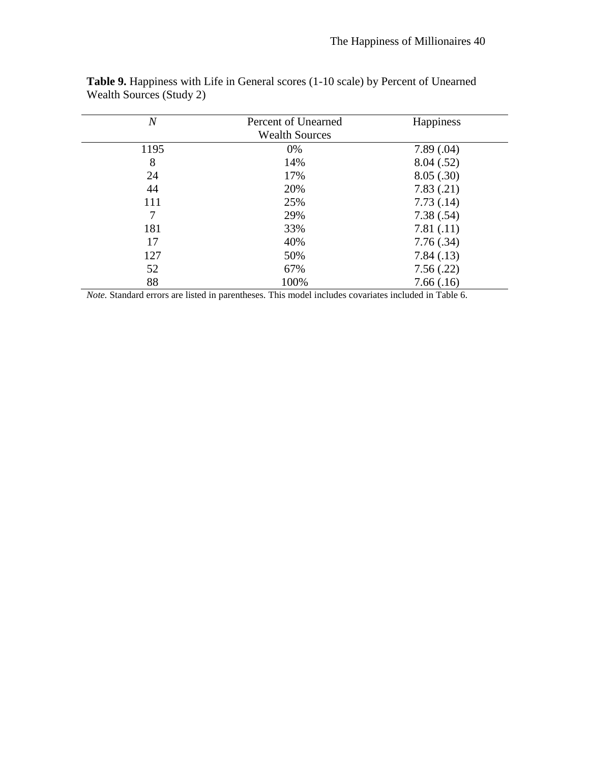**Table 9.** Happiness with Life in General scores (1-10 scale) by Percent of Unearned Wealth Sources (Study 2)

| *N* | Percent of Unearned Wealth Sources | Happiness |
|---|---|---|
| 1195 | 0% | 7.89 (.04) |
| 8 | 14% | 8.04 (.52) |
| 24 | 17% | 8.05 (.30) |
| 44 | 20% | 7.83 (.21) |
| 111 | 25% | 7.73 (.14) |
| 7 | 29% | 7.38 (.54) |
| 181 | 33% | 7.81 (.11) |
| 17 | 40% | 7.76 (.34) |
| 127 | 50% | 7.84 (.13) |
| 52 | 67% | 7.56 (.22) |
| 88 | 100% | 7.66 (.16) |

*Note.* Standard errors are listed in parentheses. This model includes covariates included in Table 6.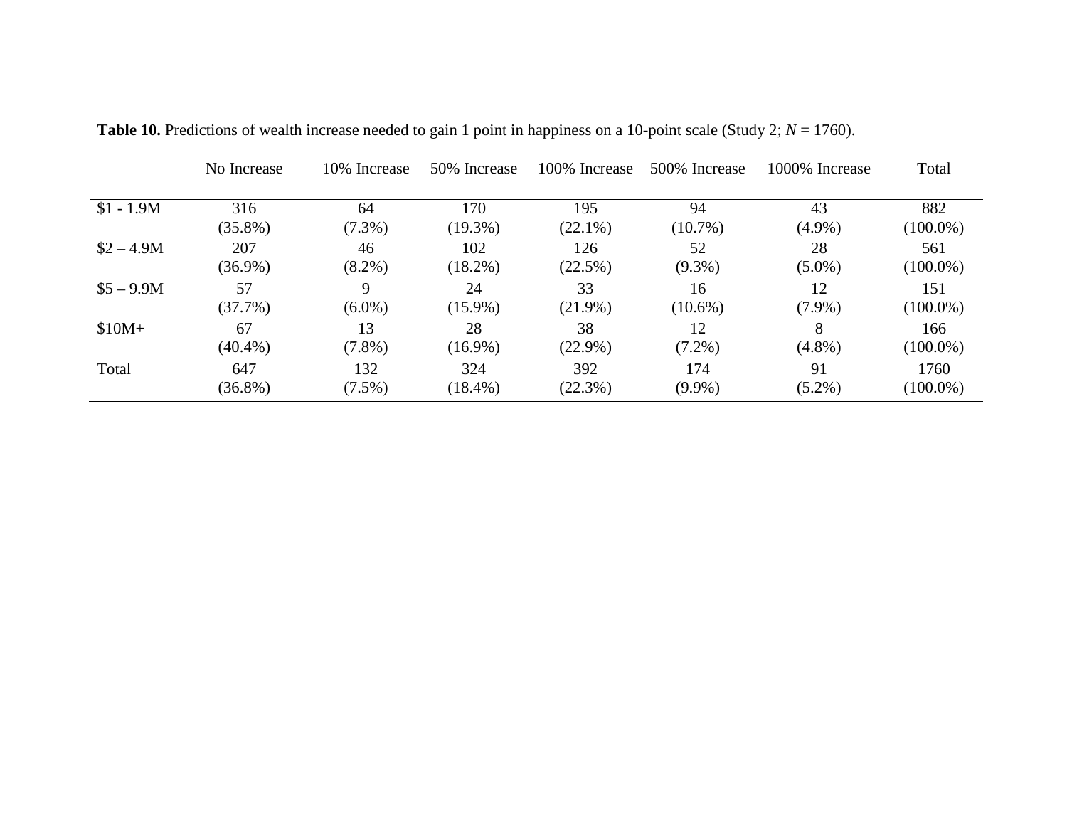**Table 10.** Predictions of wealth increase needed to gain 1 point in happiness on a 10-point scale (Study 2; $N$ = 1760).

| | No Increase | 10% Increase | 50% Increase | 100% Increase | 500% Increase | 1000% Increase | Total |
|---|---|---|---|---|---|---|---|
| $1 - 1.9M | 316 (35.8%) | 64 (7.3%) | 170 (19.3%) | 195 (22.1%) | 94 (10.7%) | 43 (4.9%) | 882 (100.0%) |
| $2 – 4.9M | 207 (36.9%) | 46 (8.2%) | 102 (18.2%) | 126 (22.5%) | 52 (9.3%) | 28 (5.0%) | 561 (100.0%) |
| $5 – 9.9M | 57 (37.7%) | 9 (6.0%) | 24 (15.9%) | 33 (21.9%) | 16 (10.6%) | 12 (7.9%) | 151 (100.0%) |
| $10M+ | 67 (40.4%) | 13 (7.8%) | 28 (16.9%) | 38 (22.9%) | 12 (7.2%) | 8 (4.8%) | 166 (100.0%) |
| Total | 647 (36.8%) | 132 (7.5%) | 324 (18.4%) | 392 (22.3%) | 174 (9.9%) | 91 (5.2%) | 1760 (100.0%) |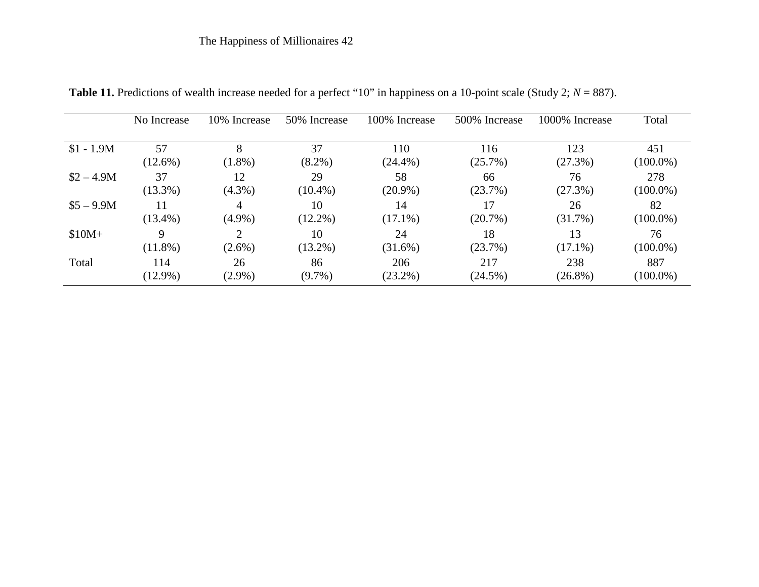**Table 11.** Predictions of wealth increase needed for a perfect "10" in happiness on a 10-point scale (Study 2; *N* = 887).

| | No Increase | 10% Increase | 50% Increase | 100% Increase | 500% Increase | 1000% Increase | Total |
|---|---|---|---|---|---|---|---|
| $1 - 1.9M | 57 (12.6%) | 8 (1.8%) | 37 (8.2%) | 110 (24.4%) | 116 (25.7%) | 123 (27.3%) | 451 (100.0%) |
| $2 – 4.9M | 37 (13.3%) | 12 (4.3%) | 29 (10.4%) | 58 (20.9%) | 66 (23.7%) | 76 (27.3%) | 278 (100.0%) |
| $5 – 9.9M | 11 (13.4%) | 4 (4.9%) | 10 (12.2%) | 14 (17.1%) | 17 (20.7%) | 26 (31.7%) | 82 (100.0%) |
| $10M+ | 9 (11.8%) | 2 (2.6%) | 10 (13.2%) | 24 (31.6%) | 18 (23.7%) | 13 (17.1%) | 76 (100.0%) |
| Total | 114 (12.9%) | 26 (2.9%) | 86 (9.7%) | 206 (23.2%) | 217 (24.5%) | 238 (26.8%) | 887 (100.0%) |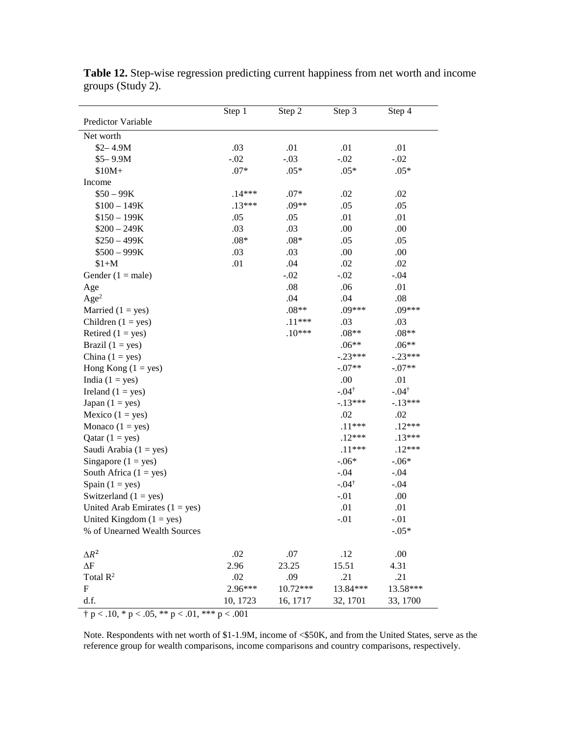**Table 12.** Step-wise regression predicting current happiness from net worth and income groups (Study 2).

| Predictor Variable | Step 1 | Step 2 | Step 3 | Step 4 |
|---|---|---|---|---|
| Net worth | | | | |
| $2– 4.9M | .03 | .01 | .01 | .01 |
| $5– 9.9M | -.02 | -.03 | -.02 | -.02 |
| $10M+ | .07* | .05* | .05* | .05* |
| Income | | | | |
| $50 – 99K | .14*** | .07* | .02 | .02 |
| $100 – 149K | .13*** | .09** | .05 | .05 |
| $150 – 199K | .05 | .05 | .01 | .01 |
| $200 – 249K | .03 | .03 | .00 | .00 |
| $250 – 499K | .08* | .08* | .05 | .05 |
| $500 – 999K | .03 | .03 | .00 | .00 |
| $1+M | .01 | .04 | .02 | .02 |
| Gender (1 = male) | | -.02 | -.02 | -.04 |
| Age | | .08 | .06 | .01 |
| $Age^2$ | | .04 | .04 | .08 |
| Married (1 = yes) | | .08** | .09*** | .09*** |
| Children (1 = yes) | | .11*** | .03 | .03 |
| Retired (1 = yes) | | .10*** | .08** | .08** |
| Brazil (1 = yes) | | | .06** | .06** |
| China (1 = yes) | | | -.23*** | -.23*** |
| Hong Kong (1 = yes) | | | -.07** | -.07** |
| India (1 = yes) | | | .00 | .01 |
| Ireland (1 = yes) | | | -.04† | -.04† |
| Japan (1 = yes) | | | -.13*** | -.13*** |
| Mexico (1 = yes) | | | .02 | .02 |
| Monaco (1 = yes) | | | .11*** | .12*** |
| Qatar (1 = yes) | | | .12*** | .13*** |
| Saudi Arabia (1 = yes) | | | .11*** | .12*** |
| Singapore (1 = yes) | | | -.06* | -.06* |
| South Africa (1 = yes) | | | -.04 | -.04 |
| Spain (1 = yes) | | | -.04† | -.04 |
| Switzerland (1 = yes) | | | -.01 | .00 |
| United Arab Emirates (1 = yes) | | | .01 | .01 |
| United Kingdom (1 = yes) | | | -.01 | -.01 |
| % of Unearned Wealth Sources | | | | -.05* |
| $\Delta R^2$ | .02 | .07 | .12 | .00 |
| ΔF | 2.96 | 23.25 | 15.51 | 4.31 |
| Total $R^2$ | .02 | .09 | .21 | .21 |
| F | 2.96*** | 10.72*** | 13.84*** | 13.58*** |
| d.f. | 10, 1723 | 16, 1717 | 32, 1701 | 33, 1700 |

† $p < .10$, * $p < .05$, ** $p < .01$, *** $p < .001$

Note. Respondents with net worth of $1-1.9M, income of <$50K, and from the United States, serve as the reference group for wealth comparisons, income comparisons and country comparisons, respectively.